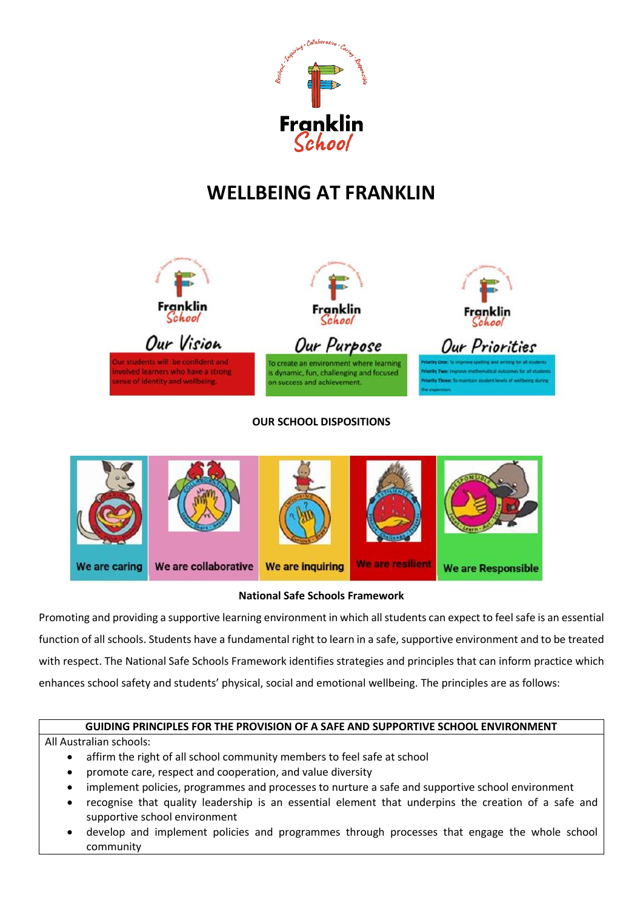Franklin School

# WELLBEING AT FRANKLIN

**Our Vision**

Our students will be confident and involved learners who have a strong sense of identity and wellbeing.

**Our Purpose**

To create an environment where learning is dynamic, fun, challenging and focused on success and achievement.

**Our Priorities**

Priority One: To improve spelling and writing for all students

Priority Two: Improve mathematical outcomes for all students

Priority Three: To maintain student levels of wellbeing during the expansion.

## OUR SCHOOL DISPOSITIONS

- We are caring
- We are collaborative
- We are inquiring
- We are resilient
- We are Responsible

## National Safe Schools Framework

Promoting and providing a supportive learning environment in which all students can expect to feel safe is an essential function of all schools. Students have a fundamental right to learn in a safe, supportive environment and to be treated with respect. The National Safe Schools Framework identifies strategies and principles that can inform practice which enhances school safety and students' physical, social and emotional wellbeing. The principles are as follows:

| GUIDING PRINCIPLES FOR THE PROVISION OF A SAFE AND SUPPORTIVE SCHOOL ENVIRONMENT |
|---|
| All Australian schools:<br>• affirm the right of all school community members to feel safe at school<br>• promote care, respect and cooperation, and value diversity<br>• implement policies, programmes and processes to nurture a safe and supportive school environment<br>• recognise that quality leadership is an essential element that underpins the creation of a safe and supportive school environment<br>• develop and implement policies and programmes through processes that engage the whole school community |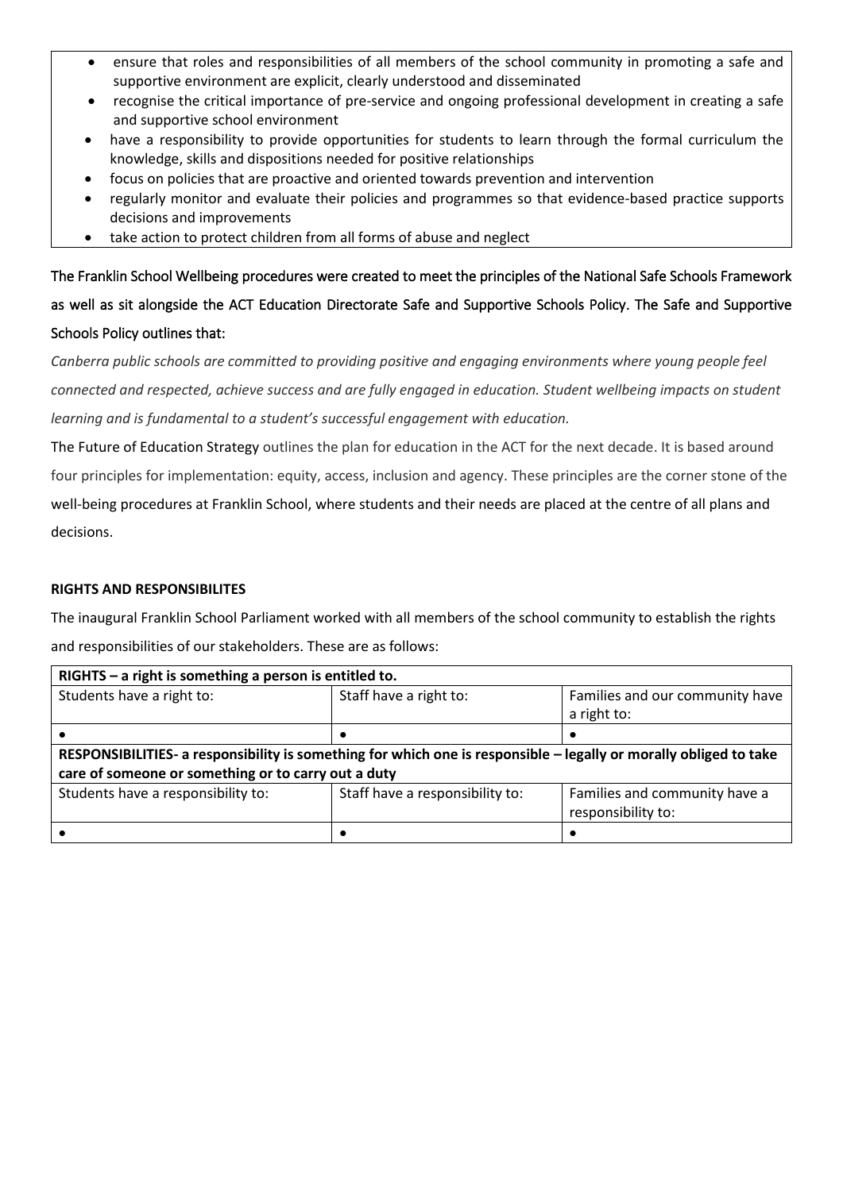- ensure that roles and responsibilities of all members of the school community in promoting a safe and supportive environment are explicit, clearly understood and disseminated
- recognise the critical importance of pre-service and ongoing professional development in creating a safe and supportive school environment
- have a responsibility to provide opportunities for students to learn through the formal curriculum the knowledge, skills and dispositions needed for positive relationships
- focus on policies that are proactive and oriented towards prevention and intervention
- regularly monitor and evaluate their policies and programmes so that evidence-based practice supports decisions and improvements
- take action to protect children from all forms of abuse and neglect

The Franklin School Wellbeing procedures were created to meet the principles of the National Safe Schools Framework as well as sit alongside the ACT Education Directorate Safe and Supportive Schools Policy. The Safe and Supportive Schools Policy outlines that:

*Canberra public schools are committed to providing positive and engaging environments where young people feel connected and respected, achieve success and are fully engaged in education. Student wellbeing impacts on student learning and is fundamental to a student's successful engagement with education.*

The Future of Education Strategy outlines the plan for education in the ACT for the next decade. It is based around four principles for implementation: equity, access, inclusion and agency. These principles are the corner stone of the well-being procedures at Franklin School, where students and their needs are placed at the centre of all plans and decisions.

**RIGHTS AND RESPONSIBILITES**

The inaugural Franklin School Parliament worked with all members of the school community to establish the rights and responsibilities of our stakeholders. These are as follows:

| **RIGHTS – a right is something a person is entitled to.** | | |
|---|---|---|
| Students have a right to: | Staff have a right to: | Families and our community have a right to: |
| • | • | • |
| **RESPONSIBILITIES- a responsibility is something for which one is responsible – legally or morally obliged to take care of someone or something or to carry out a duty** | | |
| Students have a responsibility to: | Staff have a responsibility to: | Families and community have a responsibility to: |
| • | • | • |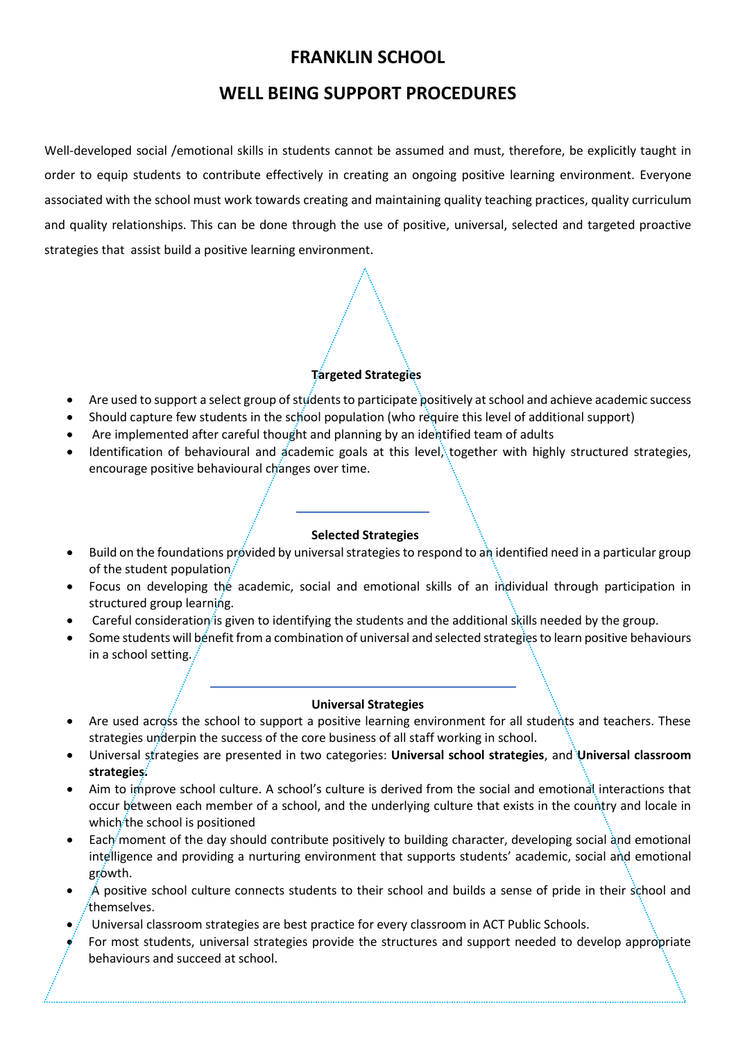# FRANKLIN SCHOOL

## WELL BEING SUPPORT PROCEDURES

Well-developed social /emotional skills in students cannot be assumed and must, therefore, be explicitly taught in order to equip students to contribute effectively in creating an ongoing positive learning environment. Everyone associated with the school must work towards creating and maintaining quality teaching practices, quality curriculum and quality relationships. This can be done through the use of positive, universal, selected and targeted proactive strategies that assist build a positive learning environment.

**Targeted Strategies**

- Are used to support a select group of students to participate positively at school and achieve academic success
- Should capture few students in the school population (who require this level of additional support)
- Are implemented after careful thought and planning by an identified team of adults
- Identification of behavioural and academic goals at this level, together with highly structured strategies, encourage positive behavioural changes over time.

**Selected Strategies**

- Build on the foundations provided by universal strategies to respond to an identified need in a particular group of the student population.
- Focus on developing the academic, social and emotional skills of an individual through participation in structured group learning.
- Careful consideration is given to identifying the students and the additional skills needed by the group.
- Some students will benefit from a combination of universal and selected strategies to learn positive behaviours in a school setting.

**Universal Strategies**

- Are used across the school to support a positive learning environment for all students and teachers. These strategies underpin the success of the core business of all staff working in school.
- Universal strategies are presented in two categories: **Universal school strategies**, and **Universal classroom strategies.**
- Aim to improve school culture. A school's culture is derived from the social and emotional interactions that occur between each member of a school, and the underlying culture that exists in the country and locale in which the school is positioned
- Each moment of the day should contribute positively to building character, developing social and emotional intelligence and providing a nurturing environment that supports students' academic, social and emotional growth.
- A positive school culture connects students to their school and builds a sense of pride in their school and themselves.
- Universal classroom strategies are best practice for every classroom in ACT Public Schools.
- For most students, universal strategies provide the structures and support needed to develop appropriate behaviours and succeed at school.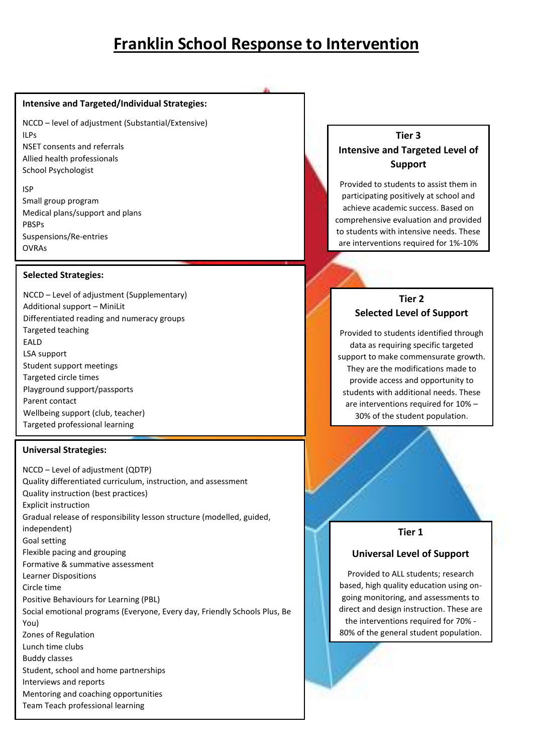# Franklin School Response to Intervention

**Intensive and Targeted/Individual Strategies:**

NCCD – level of adjustment (Substantial/Extensive)
ILPs
NSET consents and referrals
Allied health professionals
School Psychologist

ISP
Small group program
Medical plans/support and plans
PBSPs
Suspensions/Re-entries
OVRAs

**Tier 3**
**Intensive and Targeted Level of Support**

Provided to students to assist them in participating positively at school and achieve academic success. Based on comprehensive evaluation and provided to students with intensive needs. These are interventions required for 1%-10%

**Selected Strategies:**

NCCD – Level of adjustment (Supplementary)
Additional support – MiniLit
Differentiated reading and numeracy groups
Targeted teaching
EALD
LSA support
Student support meetings
Targeted circle times
Playground support/passports
Parent contact
Wellbeing support (club, teacher)
Targeted professional learning

**Tier 2**
**Selected Level of Support**

Provided to students identified through data as requiring specific targeted support to make commensurate growth. They are the modifications made to provide access and opportunity to students with additional needs. These are interventions required for 10% – 30% of the student population.

**Universal Strategies:**

NCCD – Level of adjustment (QDTP)
Quality differentiated curriculum, instruction, and assessment
Quality instruction (best practices)
Explicit instruction
Gradual release of responsibility lesson structure (modelled, guided, independent)
Goal setting
Flexible pacing and grouping
Formative & summative assessment
Learner Dispositions
Circle time
Positive Behaviours for Learning (PBL)
Social emotional programs (Everyone, Every day, Friendly Schools Plus, Be You)
Zones of Regulation
Lunch time clubs
Buddy classes
Student, school and home partnerships
Interviews and reports
Mentoring and coaching opportunities
Team Teach professional learning

**Tier 1**

**Universal Level of Support**

Provided to ALL students; research based, high quality education using on-going monitoring, and assessments to direct and design instruction. These are the interventions required for 70% - 80% of the general student population.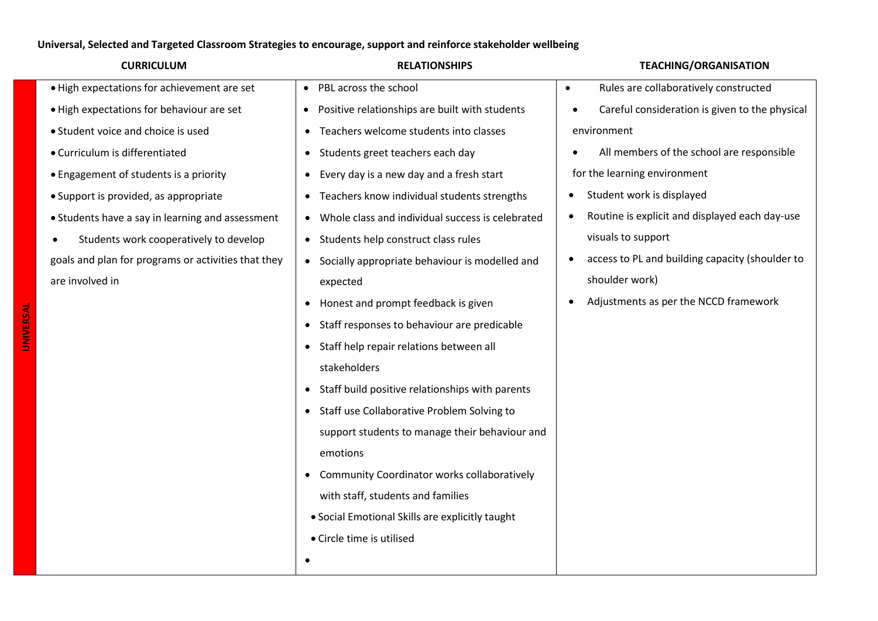**Universal, Selected and Targeted Classroom Strategies to encourage, support and reinforce stakeholder wellbeing**

| | CURRICULUM | RELATIONSHIPS | TEACHING/ORGANISATION |
|---|---|---|---|
| **UNIVERSAL** | • High expectations for achievement are set<br>• High expectations for behaviour are set<br>• Student voice and choice is used<br>• Curriculum is differentiated<br>• Engagement of students is a priority<br>• Support is provided, as appropriate<br>• Students have a say in learning and assessment<br>• Students work cooperatively to develop goals and plan for programs or activities that they are involved in | • PBL across the school<br>• Positive relationships are built with students<br>• Teachers welcome students into classes<br>• Students greet teachers each day<br>• Every day is a new day and a fresh start<br>• Teachers know individual students strengths<br>• Whole class and individual success is celebrated<br>• Students help construct class rules<br>• Socially appropriate behaviour is modelled and expected<br>• Honest and prompt feedback is given<br>• Staff responses to behaviour are predicable<br>• Staff help repair relations between all stakeholders<br>• Staff build positive relationships with parents<br>• Staff use Collaborative Problem Solving to support students to manage their behaviour and emotions<br>• Community Coordinator works collaboratively with staff, students and families<br>• Social Emotional Skills are explicitly taught<br>• Circle time is utilised<br>• | • Rules are collaboratively constructed<br>• Careful consideration is given to the physical environment<br>• All members of the school are responsible for the learning environment<br>• Student work is displayed<br>• Routine is explicit and displayed each day-use visuals to support<br>• access to PL and building capacity (shoulder to shoulder work)<br>• Adjustments as per the NCCD framework |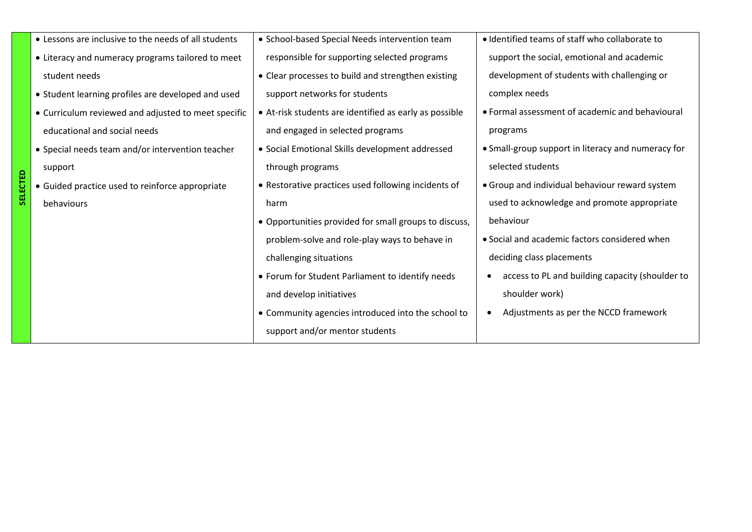| SELECTED | | | |
|---|---|---|---|
| | • Lessons are inclusive to the needs of all students<br>• Literacy and numeracy programs tailored to meet student needs<br>• Student learning profiles are developed and used<br>• Curriculum reviewed and adjusted to meet specific educational and social needs<br>• Special needs team and/or intervention teacher support<br>• Guided practice used to reinforce appropriate behaviours | • School-based Special Needs intervention team responsible for supporting selected programs<br>• Clear processes to build and strengthen existing support networks for students<br>• At-risk students are identified as early as possible and engaged in selected programs<br>• Social Emotional Skills development addressed through programs<br>• Restorative practices used following incidents of harm<br>• Opportunities provided for small groups to discuss, problem-solve and role-play ways to behave in challenging situations<br>• Forum for Student Parliament to identify needs and develop initiatives<br>• Community agencies introduced into the school to support and/or mentor students | • Identified teams of staff who collaborate to support the social, emotional and academic development of students with challenging or complex needs<br>• Formal assessment of academic and behavioural programs<br>• Small-group support in literacy and numeracy for selected students<br>• Group and individual behaviour reward system used to acknowledge and promote appropriate behaviour<br>• Social and academic factors considered when deciding class placements<br>• access to PL and building capacity (shoulder to shoulder work)<br>• Adjustments as per the NCCD framework |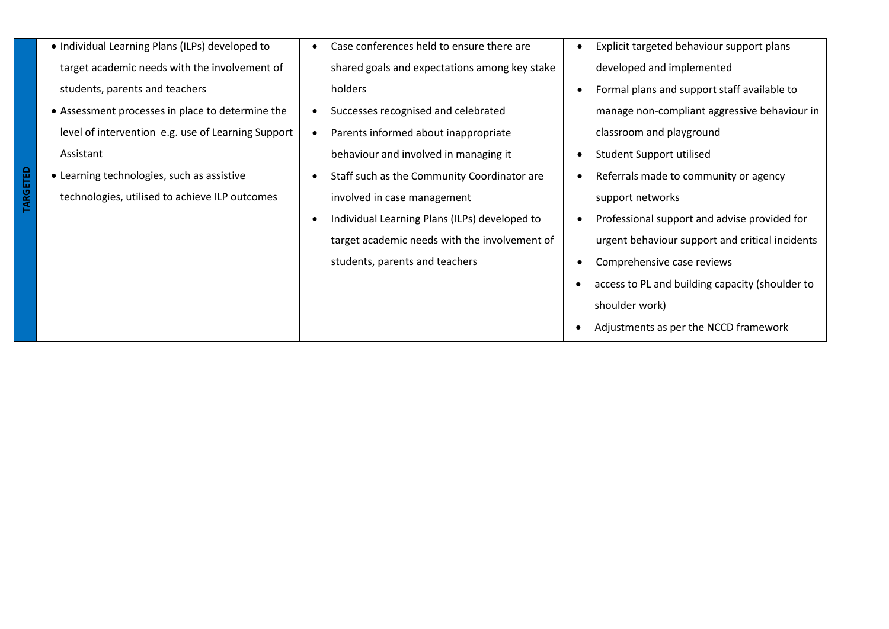| | | | |
|---|---|---|---|
| **TARGETED** | • Individual Learning Plans (ILPs) developed to target academic needs with the involvement of students, parents and teachers<br>• Assessment processes in place to determine the level of intervention e.g. use of Learning Support Assistant<br>• Learning technologies, such as assistive technologies, utilised to achieve ILP outcomes | • Case conferences held to ensure there are shared goals and expectations among key stake holders<br>• Successes recognised and celebrated<br>• Parents informed about inappropriate behaviour and involved in managing it<br>• Staff such as the Community Coordinator are involved in case management<br>• Individual Learning Plans (ILPs) developed to target academic needs with the involvement of students, parents and teachers | • Explicit targeted behaviour support plans developed and implemented<br>• Formal plans and support staff available to manage non-compliant aggressive behaviour in classroom and playground<br>• Student Support utilised<br>• Referrals made to community or agency support networks<br>• Professional support and advise provided for urgent behaviour support and critical incidents<br>• Comprehensive case reviews<br>• access to PL and building capacity (shoulder to shoulder work)<br>• Adjustments as per the NCCD framework |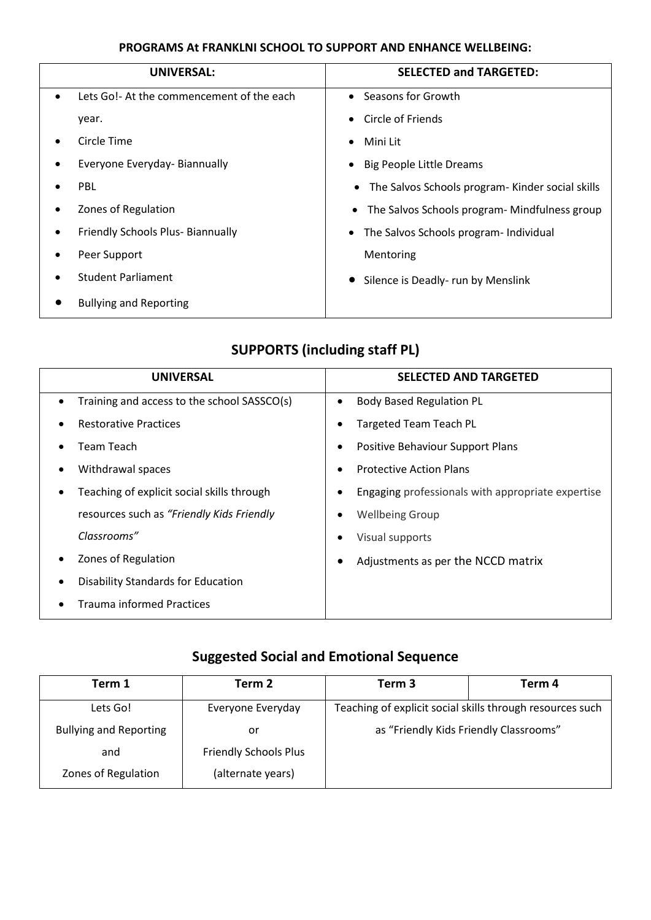**PROGRAMS At FRANKLNI SCHOOL TO SUPPORT AND ENHANCE WELLBEING:**

| UNIVERSAL: | SELECTED and TARGETED: |
| --- | --- |
| • Lets Go!- At the commencement of the each year.<br>• Circle Time<br>• Everyone Everyday- Biannually<br>• PBL<br>• Zones of Regulation<br>• Friendly Schools Plus- Biannually<br>• Peer Support<br>• Student Parliament<br>• Bullying and Reporting | • Seasons for Growth<br>• Circle of Friends<br>• Mini Lit<br>• Big People Little Dreams<br>• The Salvos Schools program- Kinder social skills<br>• The Salvos Schools program- Mindfulness group<br>• The Salvos Schools program- Individual Mentoring<br>• Silence is Deadly- run by Menslink |

## SUPPORTS (including staff PL)

| UNIVERSAL | SELECTED AND TARGETED |
| --- | --- |
| • Training and access to the school SASSCO(s)<br>• Restorative Practices<br>• Team Teach<br>• Withdrawal spaces<br>• Teaching of explicit social skills through resources such as *"Friendly Kids Friendly Classrooms"*<br>• Zones of Regulation<br>• Disability Standards for Education<br>• Trauma informed Practices | • Body Based Regulation PL<br>• Targeted Team Teach PL<br>• Positive Behaviour Support Plans<br>• Protective Action Plans<br>• Engaging professionals with appropriate expertise<br>• Wellbeing Group<br>• Visual supports<br>• Adjustments as per the NCCD matrix |

## Suggested Social and Emotional Sequence

| Term 1 | Term 2 | Term 3 | Term 4 |
| --- | --- | --- | --- |
| Lets Go!<br>Bullying and Reporting<br>and<br>Zones of Regulation | Everyone Everyday<br>or<br>Friendly Schools Plus<br>(alternate years) | Teaching of explicit social skills through resources such as "Friendly Kids Friendly Classrooms" | |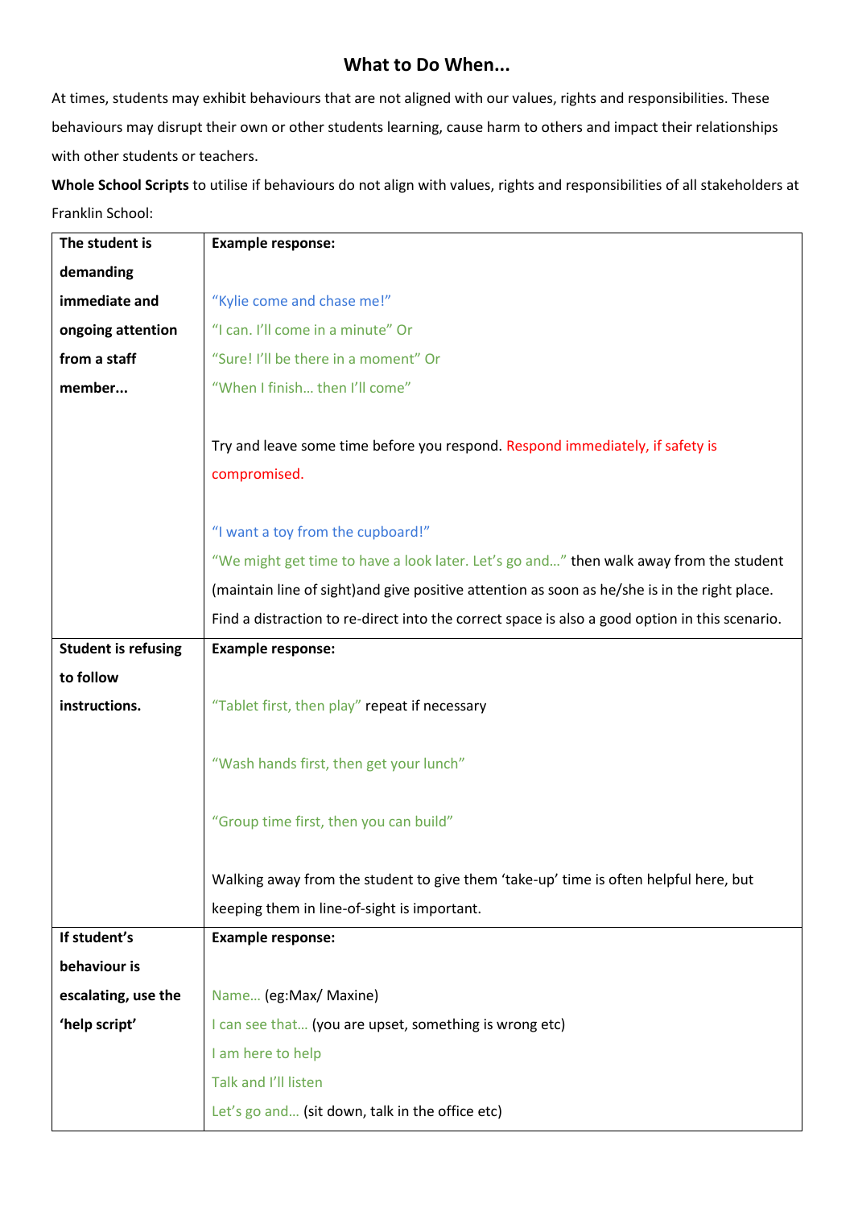# What to Do When...

At times, students may exhibit behaviours that are not aligned with our values, rights and responsibilities. These behaviours may disrupt their own or other students learning, cause harm to others and impact their relationships with other students or teachers.

**Whole School Scripts** to utilise if behaviours do not align with values, rights and responsibilities of all stakeholders at Franklin School:

| | |
|---|---|
| **The student is demanding immediate and ongoing attention from a staff member...** | **Example response:**<br><br>"Kylie come and chase me!"<br>"I can. I'll come in a minute" Or<br>"Sure! I'll be there in a moment" Or<br>"When I finish… then I'll come"<br><br>Try and leave some time before you respond. Respond immediately, if safety is compromised.<br><br>"I want a toy from the cupboard!"<br>"We might get time to have a look later. Let's go and…" then walk away from the student (maintain line of sight)and give positive attention as soon as he/she is in the right place. Find a distraction to re-direct into the correct space is also a good option in this scenario. |
| **Student is refusing to follow instructions.** | **Example response:**<br><br>"Tablet first, then play" repeat if necessary<br><br>"Wash hands first, then get your lunch"<br><br>"Group time first, then you can build"<br><br>Walking away from the student to give them 'take-up' time is often helpful here, but keeping them in line-of-sight is important. |
| **If student's behaviour is escalating, use the 'help script'** | **Example response:**<br><br>Name… (eg:Max/ Maxine)<br>I can see that… (you are upset, something is wrong etc)<br>I am here to help<br>Talk and I'll listen<br>Let's go and… (sit down, talk in the office etc) |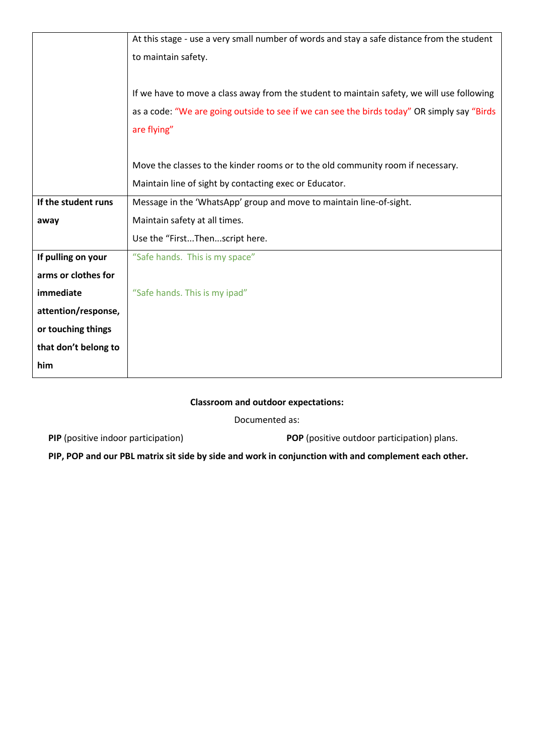| | |
|---|---|
| | At this stage - use a very small number of words and stay a safe distance from the student to maintain safety.<br><br>If we have to move a class away from the student to maintain safety, we will use following as a code: "We are going outside to see if we can see the birds today" OR simply say "Birds are flying"<br><br>Move the classes to the kinder rooms or to the old community room if necessary.<br>Maintain line of sight by contacting exec or Educator. |
| **If the student runs away** | Message in the 'WhatsApp' group and move to maintain line-of-sight.<br>Maintain safety at all times.<br>Use the "First...Then...script here. |
| **If pulling on your arms or clothes for immediate attention/response, or touching things that don't belong to him** | "Safe hands. This is my space"<br><br>"Safe hands. This is my ipad" |

**Classroom and outdoor expectations:**

Documented as:

**PIP** (positive indoor participation) **POP** (positive outdoor participation) plans.

**PIP, POP and our PBL matrix sit side by side and work in conjunction with and complement each other.**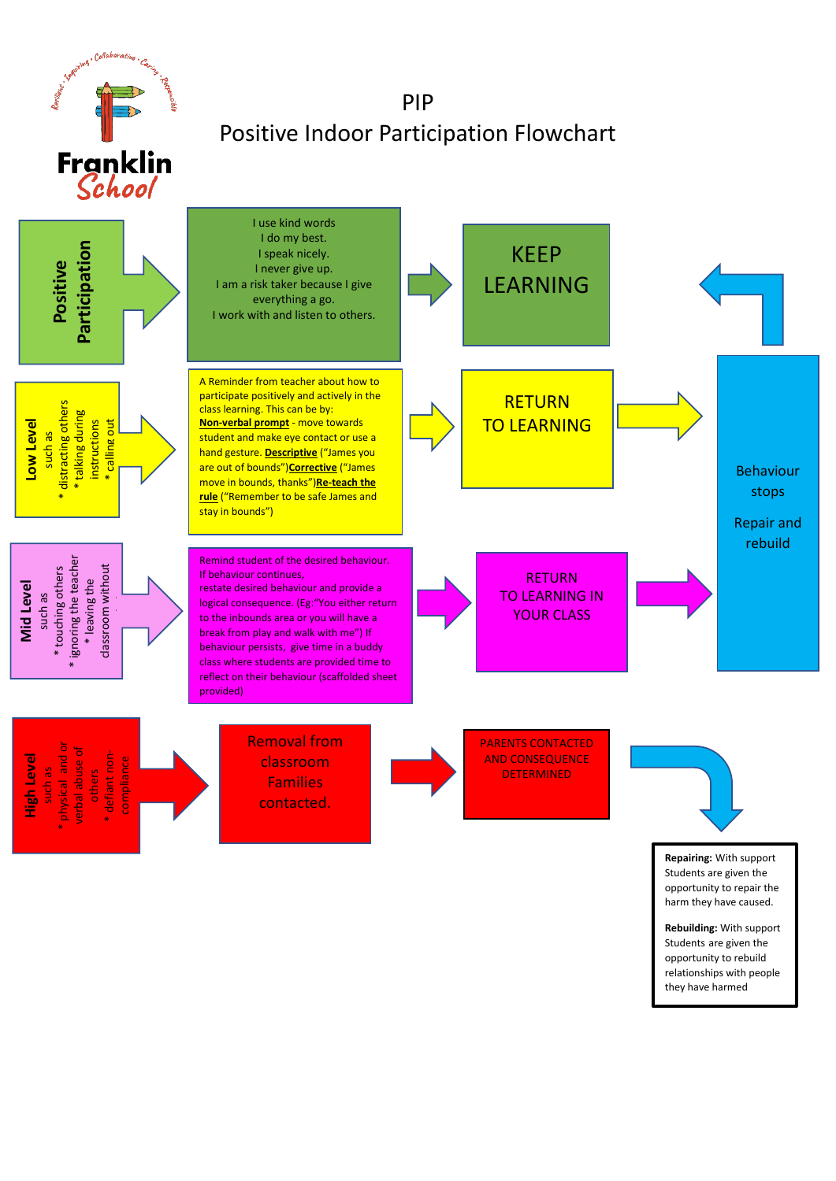Franklin School

Resilient · Inspiring · Collaborative · Caring · Responsible

# PIP
# Positive Indoor Participation Flowchart

## Positive Participation

I use kind words
I do my best.
I speak nicely.
I never give up.
I am a risk taker because I give everything a go.
I work with and listen to others.

→ **KEEP LEARNING**

## Low Level

such as
* distracting others
* talking during instructions
* calling out

A Reminder from teacher about how to participate positively and actively in the class learning. This can be by: **Non-verbal prompt** - move towards student and make eye contact or use a hand gesture. **Descriptive** ("James you are out of bounds")**Corrective** ("James move in bounds, thanks")**Re-teach the rule** ("Remember to be safe James and stay in bounds")

→ **RETURN TO LEARNING**

## Mid Level

such as
* touching others
* ignoring the teacher
* leaving the classroom without

Remind student of the desired behaviour. If behaviour continues, restate desired behaviour and provide a logical consequence. (Eg:"You either return to the inbounds area or you will have a break from play and walk with me") If behaviour persists, give time in a buddy class where students are provided time to reflect on their behaviour (scaffolded sheet provided)

→ **RETURN TO LEARNING IN YOUR CLASS**

## High Level

such as
* physical and or verbal abuse of others
* defiant non-compliance

Removal from classroom Families contacted.

→ **PARENTS CONTACTED AND CONSEQUENCE DETERMINED**

---

**Behaviour stops**

**Repair and rebuild**

**Repairing:** With support Students are given the opportunity to repair the harm they have caused.

**Rebuilding:** With support Students are given the opportunity to rebuild relationships with people they have harmed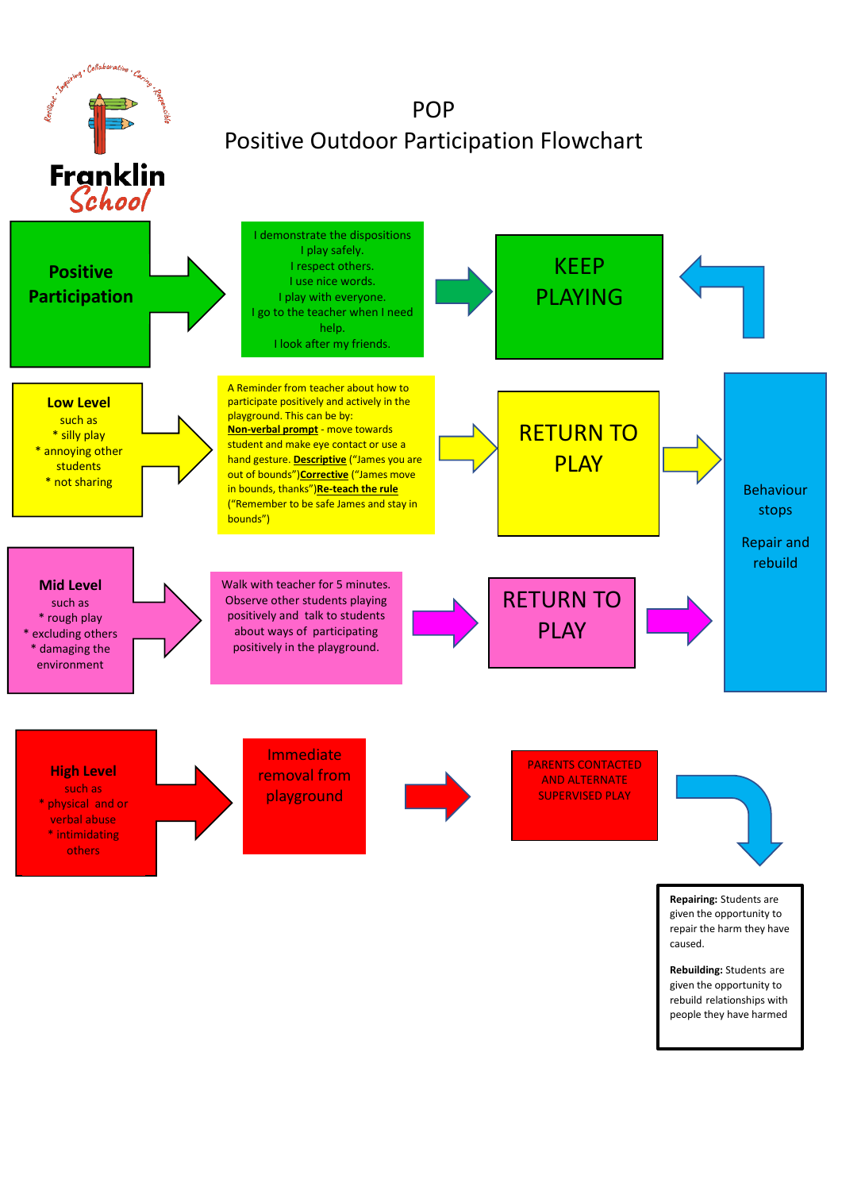Franklin School

Resilient · Inspiring · Collaborative · Caring · Responsible

# POP
## Positive Outdoor Participation Flowchart

**Positive Participation**

I demonstrate the dispositions
I play safely.
I respect others.
I use nice words.
I play with everyone.
I go to the teacher when I need help.
I look after my friends.

KEEP PLAYING

**Low Level**
such as
* silly play
* annoying other students
* not sharing

A Reminder from teacher about how to participate positively and actively in the playground. This can be by:
**Non-verbal prompt** - move towards student and make eye contact or use a hand gesture. **Descriptive** ("James you are out of bounds")**Corrective** ("James move in bounds, thanks")**Re-teach the rule** ("Remember to be safe James and stay in bounds")

RETURN TO PLAY

**Mid Level**
such as
* rough play
* excluding others
* damaging the environment

Walk with teacher for 5 minutes. Observe other students playing positively and talk to students about ways of participating positively in the playground.

RETURN TO PLAY

Behaviour stops

Repair and rebuild

**High Level**
such as
* physical and or verbal abuse
* intimidating others

Immediate removal from playground

PARENTS CONTACTED AND ALTERNATE SUPERVISED PLAY

**Repairing:** Students are given the opportunity to repair the harm they have caused.

**Rebuilding:** Students are given the opportunity to rebuild relationships with people they have harmed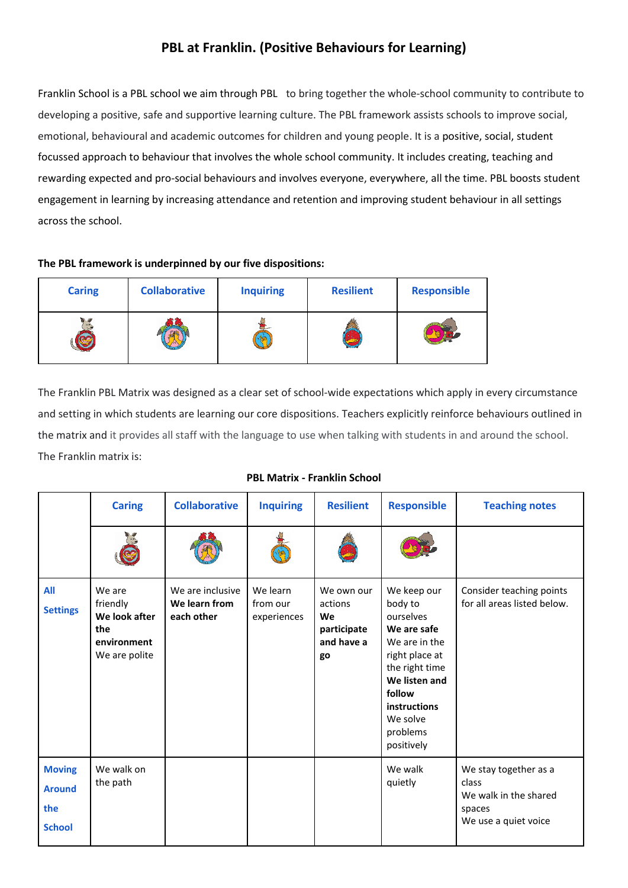# PBL at Franklin. (Positive Behaviours for Learning)

Franklin School is a PBL school we aim through PBL to bring together the whole-school community to contribute to developing a positive, safe and supportive learning culture. The PBL framework assists schools to improve social, emotional, behavioural and academic outcomes for children and young people. It is a positive, social, student focussed approach to behaviour that involves the whole school community. It includes creating, teaching and rewarding expected and pro-social behaviours and involves everyone, everywhere, all the time. PBL boosts student engagement in learning by increasing attendance and retention and improving student behaviour in all settings across the school.

**The PBL framework is underpinned by our five dispositions:**

| Caring | Collaborative | Inquiring | Resilient | Responsible |
|---|---|---|---|---|
| | | | | |

The Franklin PBL Matrix was designed as a clear set of school-wide expectations which apply in every circumstance and setting in which students are learning our core dispositions. Teachers explicitly reinforce behaviours outlined in the matrix and it provides all staff with the language to use when talking with students in and around the school. The Franklin matrix is:

**PBL Matrix - Franklin School**

| | Caring | Collaborative | Inquiring | Resilient | Responsible | Teaching notes |
|---|---|---|---|---|---|---|
| | | | | | | |
| **All Settings** | We are friendly<br>**We look after the environment**<br>We are polite | We are inclusive<br>**We learn from each other** | We learn from our experiences | We own our actions<br>**We participate and have a go** | We keep our body to ourselves<br>**We are safe**<br>We are in the right place at the right time<br>**We listen and follow instructions**<br>We solve problems positively | Consider teaching points for all areas listed below. |
| **Moving Around the School** | We walk on the path | | | | We walk quietly | We stay together as a class<br>We walk in the shared spaces<br>We use a quiet voice |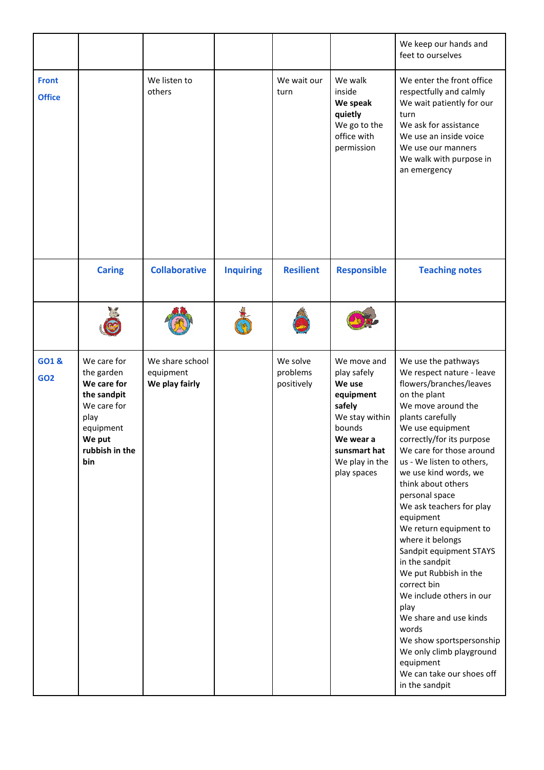| | | | | | | |
|---|---|---|---|---|---|---|
| | | | | | | We keep our hands and feet to ourselves |
| **Front Office** | | We listen to others | | We wait our turn | We walk inside<br>**We speak quietly**<br>We go to the office with permission | We enter the front office respectfully and calmly<br>We wait patiently for our turn<br>We ask for assistance<br>We use an inside voice<br>We use our manners<br>We walk with purpose in an emergency |
| | **Caring** | **Collaborative** | **Inquiring** | **Resilient** | **Responsible** | **Teaching notes** |
| | | | | | | |
| **GO1 & GO2** | We care for the garden<br>**We care for the sandpit**<br>We care for play equipment<br>**We put rubbish in the bin** | We share school equipment<br>**We play fairly** | | We solve problems positively | We move and play safely<br>**We use equipment safely**<br>We stay within bounds<br>**We wear a sunsmart hat**<br>We play in the play spaces | We use the pathways<br>We respect nature - leave flowers/branches/leaves on the plant<br>We move around the plants carefully<br>We use equipment correctly/for its purpose<br>We care for those around us - We listen to others, we use kind words, we think about others personal space<br>We ask teachers for play equipment<br>We return equipment to where it belongs<br>Sandpit equipment STAYS in the sandpit<br>We put Rubbish in the correct bin<br>We include others in our play<br>We share and use kinds words<br>We show sportspersonship<br>We only climb playground equipment<br>We can take our shoes off in the sandpit |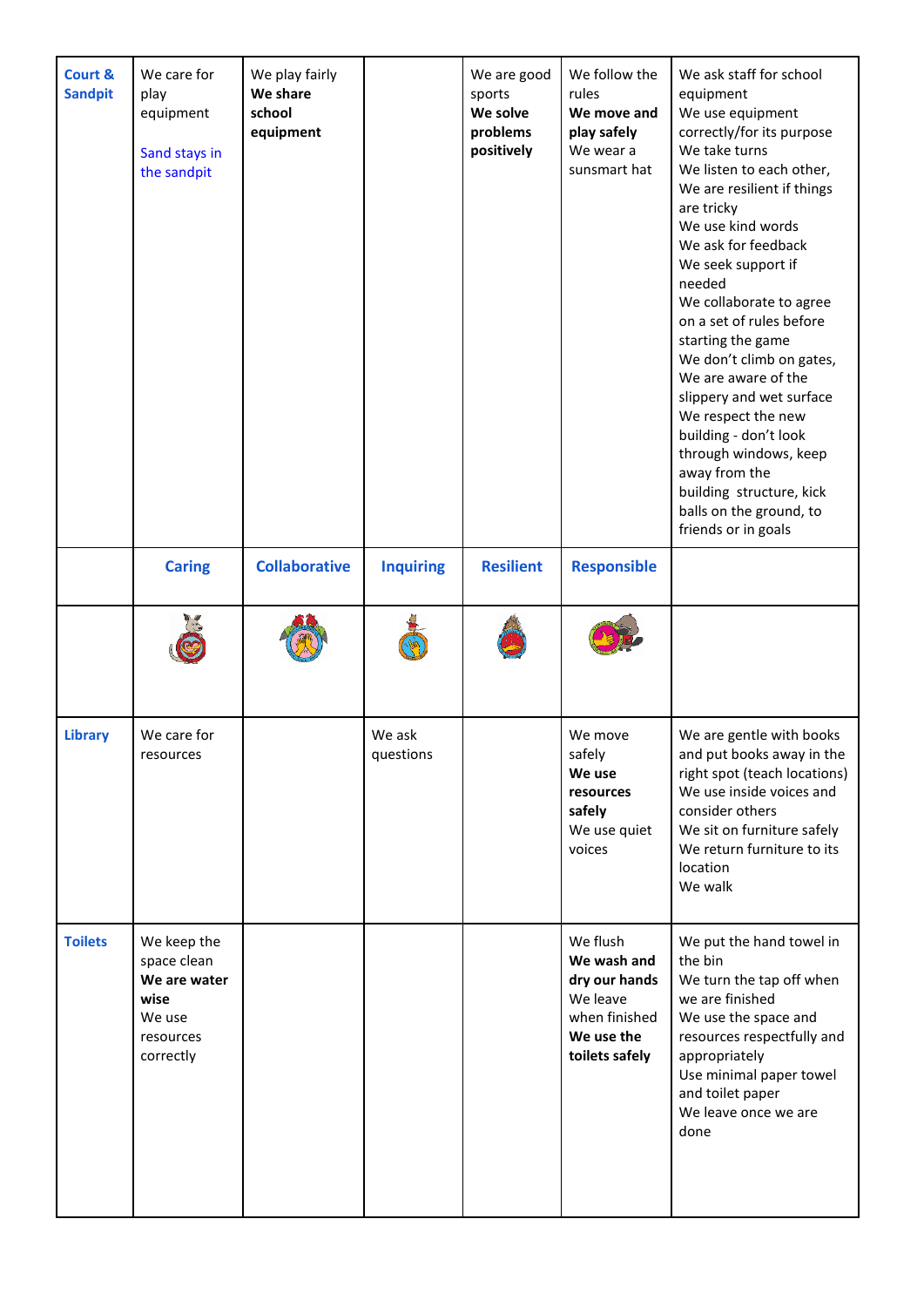| **Court & Sandpit** | We care for play equipment<br><br>Sand stays in the sandpit | We play fairly<br>**We share school equipment** | | We are good sports<br>**We solve problems positively** | We follow the rules<br>**We move and play safely**<br>We wear a sunsmart hat | We ask staff for school equipment<br>We use equipment correctly/for its purpose<br>We take turns<br>We listen to each other,<br>We are resilient if things are tricky<br>We use kind words<br>We ask for feedback<br>We seek support if needed<br>We collaborate to agree on a set of rules before starting the game<br>We don't climb on gates,<br>We are aware of the slippery and wet surface<br>We respect the new building - don't look through windows, keep away from the building structure, kick balls on the ground, to friends or in goals |
|---|---|---|---|---|---|---|
| | **Caring** | **Collaborative** | **Inquiring** | **Resilient** | **Responsible** | |
| | | | | | | |
| **Library** | We care for resources | | We ask questions | | We move safely<br>**We use resources safely**<br>We use quiet voices | We are gentle with books and put books away in the right spot (teach locations)<br>We use inside voices and consider others<br>We sit on furniture safely<br>We return furniture to its location<br>We walk |
| **Toilets** | We keep the space clean<br>**We are water wise**<br>We use resources correctly | | | | We flush<br>**We wash and dry our hands**<br>We leave when finished<br>**We use the toilets safely** | We put the hand towel in the bin<br>We turn the tap off when we are finished<br>We use the space and resources respectfully and appropriately<br>Use minimal paper towel and toilet paper<br>We leave once we are done |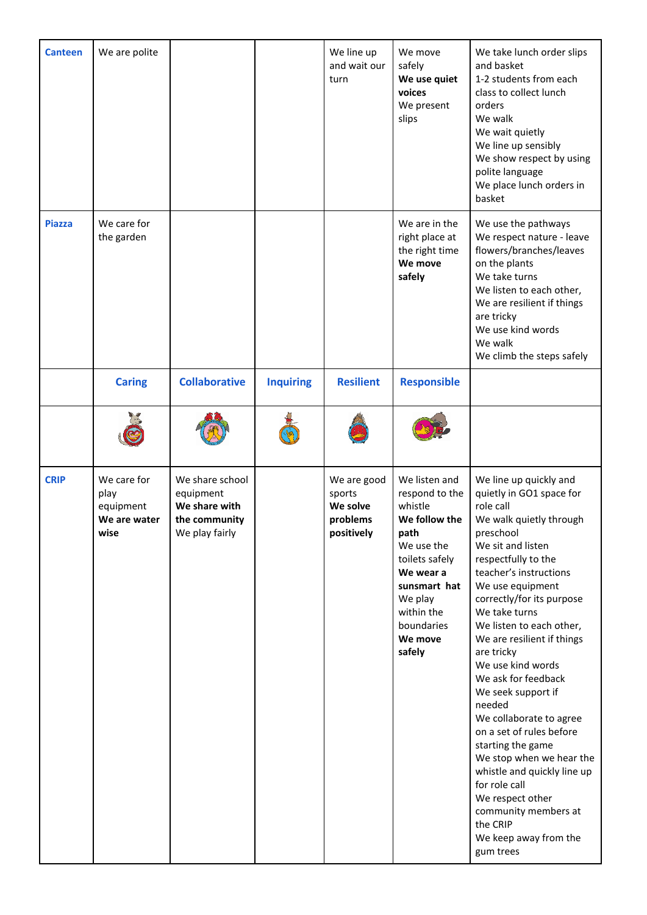| **Canteen** | We are polite | | | We line up and wait our turn | We move safely<br>**We use quiet voices**<br>We present slips | We take lunch order slips and basket<br>1-2 students from each class to collect lunch orders<br>We walk<br>We wait quietly<br>We line up sensibly<br>We show respect by using polite language<br>We place lunch orders in basket |
|---|---|---|---|---|---|---|
| **Piazza** | We care for the garden | | | | We are in the right place at the right time<br>**We move safely** | We use the pathways<br>We respect nature - leave flowers/branches/leaves on the plants<br>We take turns<br>We listen to each other,<br>We are resilient if things are tricky<br>We use kind words<br>We walk<br>We climb the steps safely |
| | **Caring** | **Collaborative** | **Inquiring** | **Resilient** | **Responsible** | |
| | | | | | | |
| **CRIP** | We care for play equipment<br>**We are water wise** | We share school equipment<br>**We share with the community**<br>We play fairly | | We are good sports<br>**We solve problems positively** | We listen and respond to the whistle<br>**We follow the path**<br>We use the toilets safely<br>**We wear a sunsmart hat**<br>We play within the boundaries<br>**We move safely** | We line up quickly and quietly in GO1 space for role call<br>We walk quietly through preschool<br>We sit and listen respectfully to the teacher's instructions<br>We use equipment correctly/for its purpose<br>We take turns<br>We listen to each other,<br>We are resilient if things are tricky<br>We use kind words<br>We ask for feedback<br>We seek support if needed<br>We collaborate to agree on a set of rules before starting the game<br>We stop when we hear the whistle and quickly line up for role call<br>We respect other community members at the CRIP<br>We keep away from the gum trees |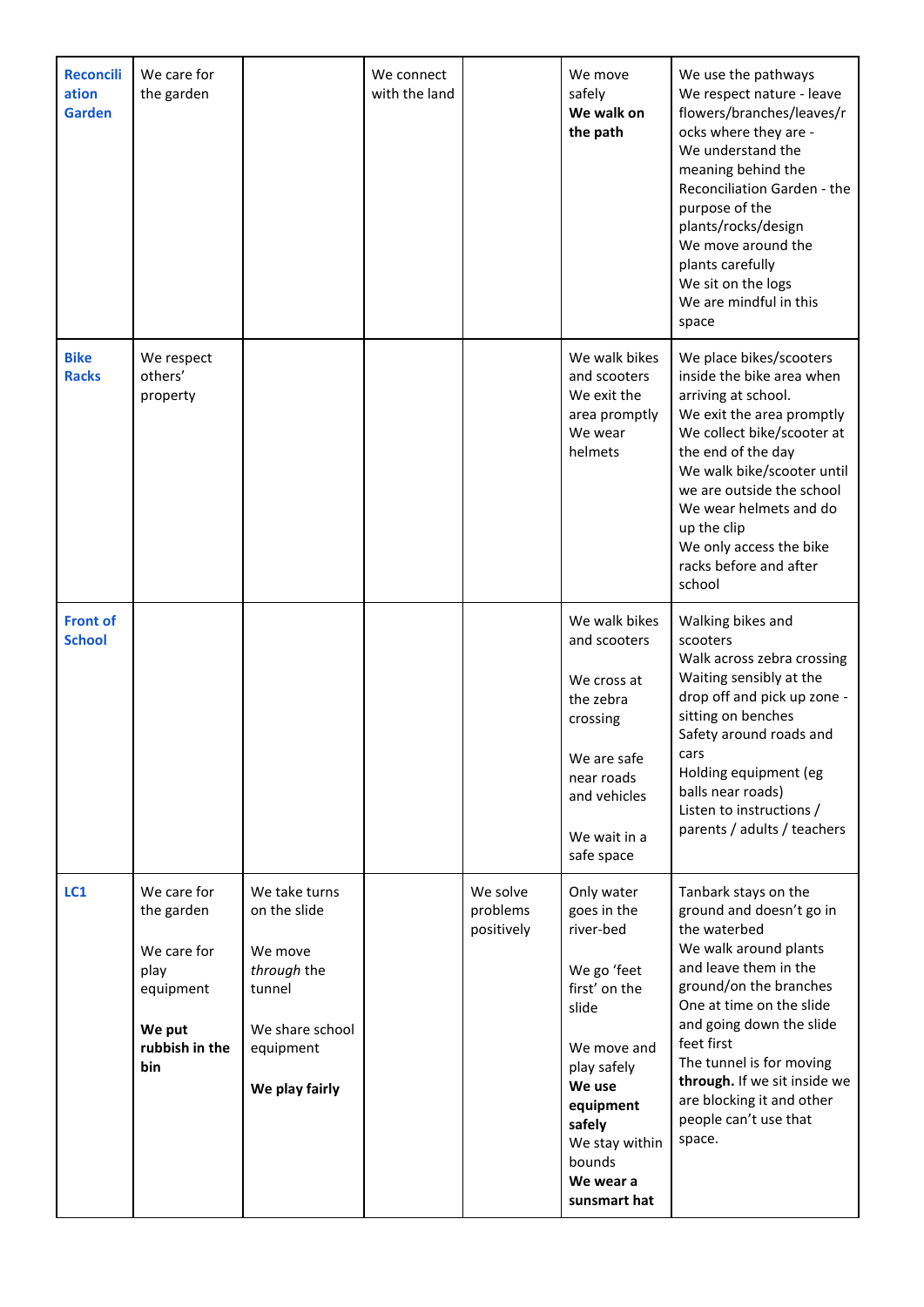| | | | | | | |
|---|---|---|---|---|---|---|
| **Reconciliation Garden** | We care for the garden | | We connect with the land | | We move safely<br>**We walk on the path** | We use the pathways<br>We respect nature - leave flowers/branches/leaves/rocks where they are -<br>We understand the meaning behind the Reconciliation Garden - the purpose of the plants/rocks/design<br>We move around the plants carefully<br>We sit on the logs<br>We are mindful in this space |
| **Bike Racks** | We respect others' property | | | | We walk bikes and scooters<br>We exit the area promptly<br>We wear helmets | We place bikes/scooters inside the bike area when arriving at school.<br>We exit the area promptly<br>We collect bike/scooter at the end of the day<br>We walk bike/scooter until we are outside the school<br>We wear helmets and do up the clip<br>We only access the bike racks before and after school |
| **Front of School** | | | | | We walk bikes and scooters<br><br>We cross at the zebra crossing<br><br>We are safe near roads and vehicles<br><br>We wait in a safe space | Walking bikes and scooters<br>Walk across zebra crossing<br>Waiting sensibly at the drop off and pick up zone - sitting on benches<br>Safety around roads and cars<br>Holding equipment (eg balls near roads)<br>Listen to instructions / parents / adults / teachers |
| **LC1** | We care for the garden<br><br>We care for play equipment<br><br>**We put rubbish in the bin** | We take turns on the slide<br><br>We move *through* the tunnel<br><br>We share school equipment<br><br>**We play fairly** | | We solve problems positively | Only water goes in the river-bed<br><br>We go 'feet first' on the slide<br><br>We move and play safely<br>**We use equipment safely**<br>We stay within bounds<br>**We wear a sunsmart hat** | Tanbark stays on the ground and doesn't go in the waterbed<br>We walk around plants and leave them in the ground/on the branches<br>One at time on the slide and going down the slide feet first<br>The tunnel is for moving **through.** If we sit inside we are blocking it and other people can't use that space. |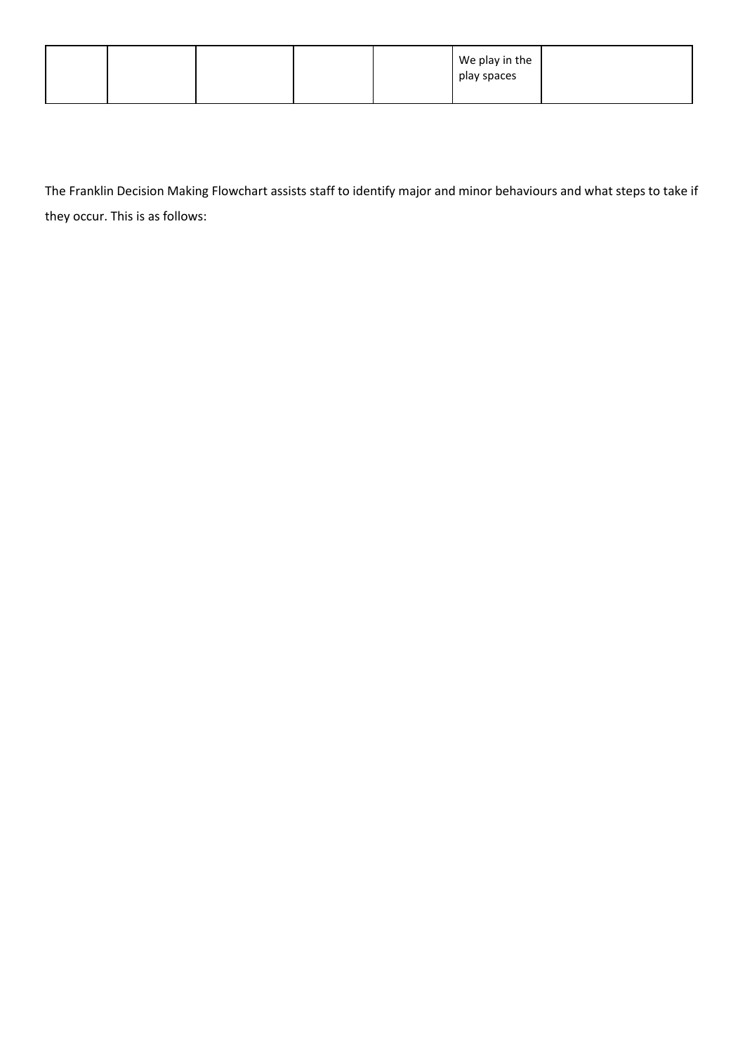| | | | | | We play in the play spaces | |
|---|---|---|---|---|---|---|

The Franklin Decision Making Flowchart assists staff to identify major and minor behaviours and what steps to take if they occur. This is as follows: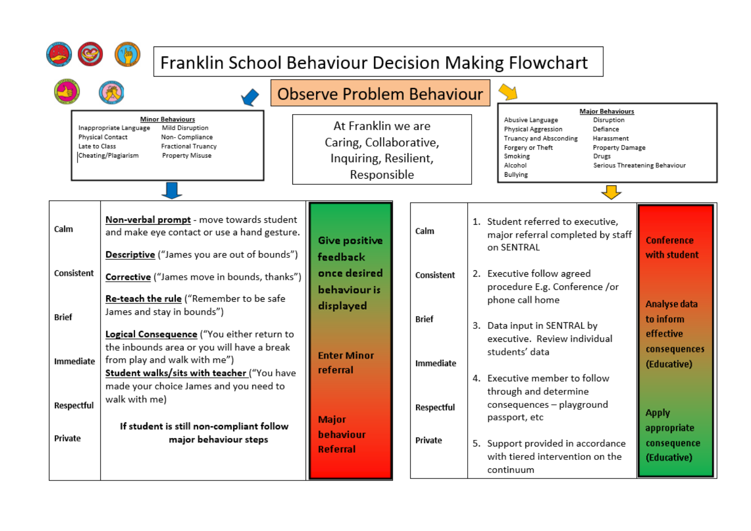# Franklin School Behaviour Decision Making Flowchart

## Observe Problem Behaviour

At Franklin we are Caring, Collaborative, Inquiring, Resilient, Responsible

### Minor Behaviours

| | |
|---|---|
| Inappropriate Language | Mild Disruption |
| Physical Contact | Non- Compliance |
| Late to Class | Fractional Truancy |
| Cheating/Plagiarism | Property Misuse |

| | | |
|---|---|---|
| Calm<br><br>Consistent<br><br>Brief<br><br>Immediate<br><br>Respectful<br><br>Private | **Non-verbal prompt** - move towards student and make eye contact or use a hand gesture.<br><br>**Descriptive** ("James you are out of bounds")<br><br>**Corrective** ("James move in bounds, thanks")<br><br>**Re-teach the rule** ("Remember to be safe James and stay in bounds")<br><br>**Logical Consequence** ("You either return to the inbounds area or you will have a break from play and walk with me")<br>**Student walks/sits with teacher** ("You have made your choice James and you need to walk with me)<br><br>**If student is still non-compliant follow major behaviour steps** | **Give positive feedback once desired behaviour is displayed**<br><br>**Enter Minor referral**<br><br>**Major behaviour Referral** |

### Major Behaviours

| | |
|---|---|
| Abusive Language | Disruption |
| Physical Aggression | Defiance |
| Truancy and Absconding | Harassment |
| Forgery or Theft | Property Damage |
| Smoking | Drugs |
| Alcohol | Serious Threatening Behaviour |
| Bullying | |

| | | |
|---|---|---|
| Calm<br><br>Consistent<br><br>Brief<br><br>Immediate<br><br>Respectful<br><br>Private | 1. Student referred to executive, major referral completed by staff on SENTRAL<br><br>2. Executive follow agreed procedure E.g. Conference /or phone call home<br><br>3. Data input in SENTRAL by executive. Review individual students' data<br><br>4. Executive member to follow through and determine consequences – playground passport, etc<br><br>5. Support provided in accordance with tiered intervention on the continuum | **Conference with student**<br><br>**Analyse data to inform effective consequences (Educative)**<br><br>**Apply appropriate consequence (Educative)** |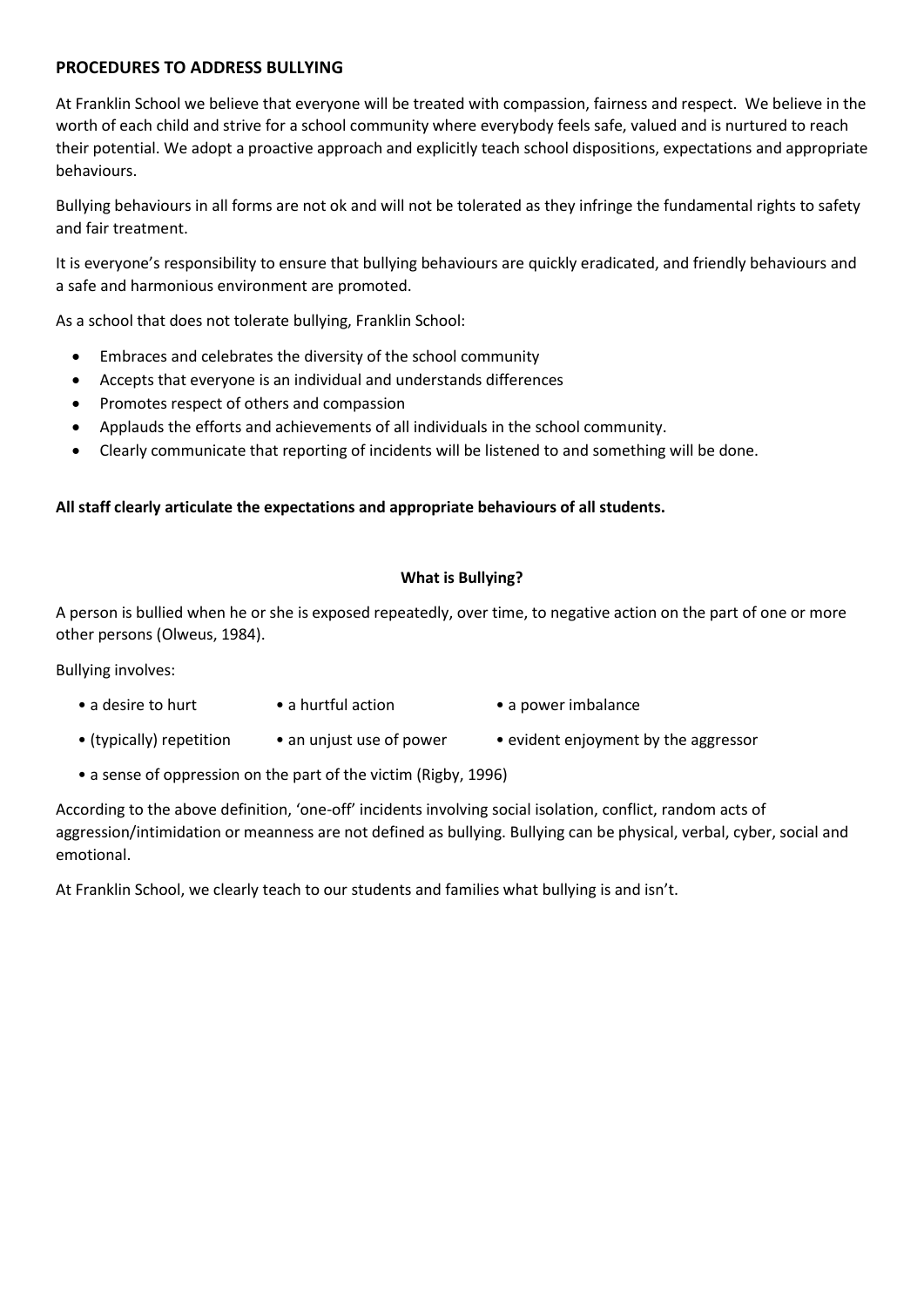## PROCEDURES TO ADDRESS BULLYING

At Franklin School we believe that everyone will be treated with compassion, fairness and respect. We believe in the worth of each child and strive for a school community where everybody feels safe, valued and is nurtured to reach their potential. We adopt a proactive approach and explicitly teach school dispositions, expectations and appropriate behaviours.

Bullying behaviours in all forms are not ok and will not be tolerated as they infringe the fundamental rights to safety and fair treatment.

It is everyone's responsibility to ensure that bullying behaviours are quickly eradicated, and friendly behaviours and a safe and harmonious environment are promoted.

As a school that does not tolerate bullying, Franklin School:

- Embraces and celebrates the diversity of the school community
- Accepts that everyone is an individual and understands differences
- Promotes respect of others and compassion
- Applauds the efforts and achievements of all individuals in the school community.
- Clearly communicate that reporting of incidents will be listened to and something will be done.

**All staff clearly articulate the expectations and appropriate behaviours of all students.**

### What is Bullying?

A person is bullied when he or she is exposed repeatedly, over time, to negative action on the part of one or more other persons (Olweus, 1984).

Bullying involves:

- a desire to hurt
- a hurtful action
- a power imbalance
- (typically) repetition
- an unjust use of power
- evident enjoyment by the aggressor
- a sense of oppression on the part of the victim (Rigby, 1996)

According to the above definition, 'one-off' incidents involving social isolation, conflict, random acts of aggression/intimidation or meanness are not defined as bullying. Bullying can be physical, verbal, cyber, social and emotional.

At Franklin School, we clearly teach to our students and families what bullying is and isn't.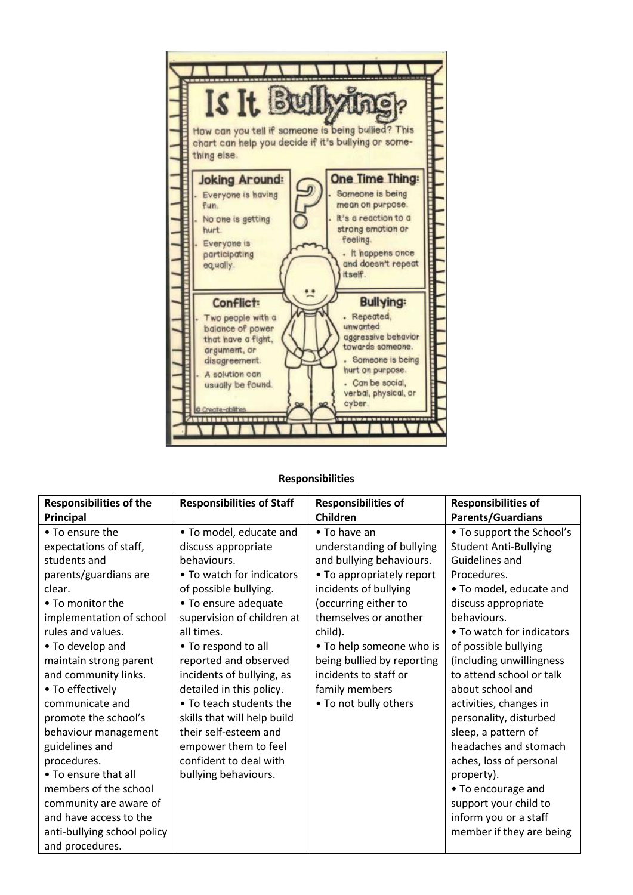# Is It Bullying?

How can you tell if someone is being bullied? This chart can help you decide if it's bullying or something else.

**Joking Around:**
- Everyone is having fun.
- No one is getting hurt.
- Everyone is participating equally.

**One Time Thing:**
- Someone is being mean on purpose.
- It's a reaction to a strong emotion or feeling.
- It happens once and doesn't repeat itself.

**Conflict:**
- Two people with a balance of power that have a fight, argument, or disagreement.
- A solution can usually be found.

**Bullying:**
- Repeated, unwanted aggressive behavior towards someone.
- Someone is being hurt on purpose.
- Can be social, verbal, physical, or cyber.

© Create-abilities

**Responsibilities**

| Responsibilities of the Principal | Responsibilities of Staff | Responsibilities of Children | Responsibilities of Parents/Guardians |
|---|---|---|---|
| • To ensure the expectations of staff, students and parents/guardians are clear.<br>• To monitor the implementation of school rules and values.<br>• To develop and maintain strong parent and community links.<br>• To effectively communicate and promote the school's behaviour management guidelines and procedures.<br>• To ensure that all members of the school community are aware of and have access to the anti-bullying school policy and procedures. | • To model, educate and discuss appropriate behaviours.<br>• To watch for indicators of possible bullying.<br>• To ensure adequate supervision of children at all times.<br>• To respond to all reported and observed incidents of bullying, as detailed in this policy.<br>• To teach students the skills that will help build their self-esteem and empower them to feel confident to deal with bullying behaviours. | • To have an understanding of bullying and bullying behaviours.<br>• To appropriately report incidents of bullying (occurring either to themselves or another child).<br>• To help someone who is being bullied by reporting incidents to staff or family members<br>• To not bully others | • To support the School's Student Anti-Bullying Guidelines and Procedures.<br>• To model, educate and discuss appropriate behaviours.<br>• To watch for indicators of possible bullying (including unwillingness to attend school or talk about school and activities, changes in personality, disturbed sleep, a pattern of headaches and stomach aches, loss of personal property).<br>• To encourage and support your child to inform you or a staff member if they are being |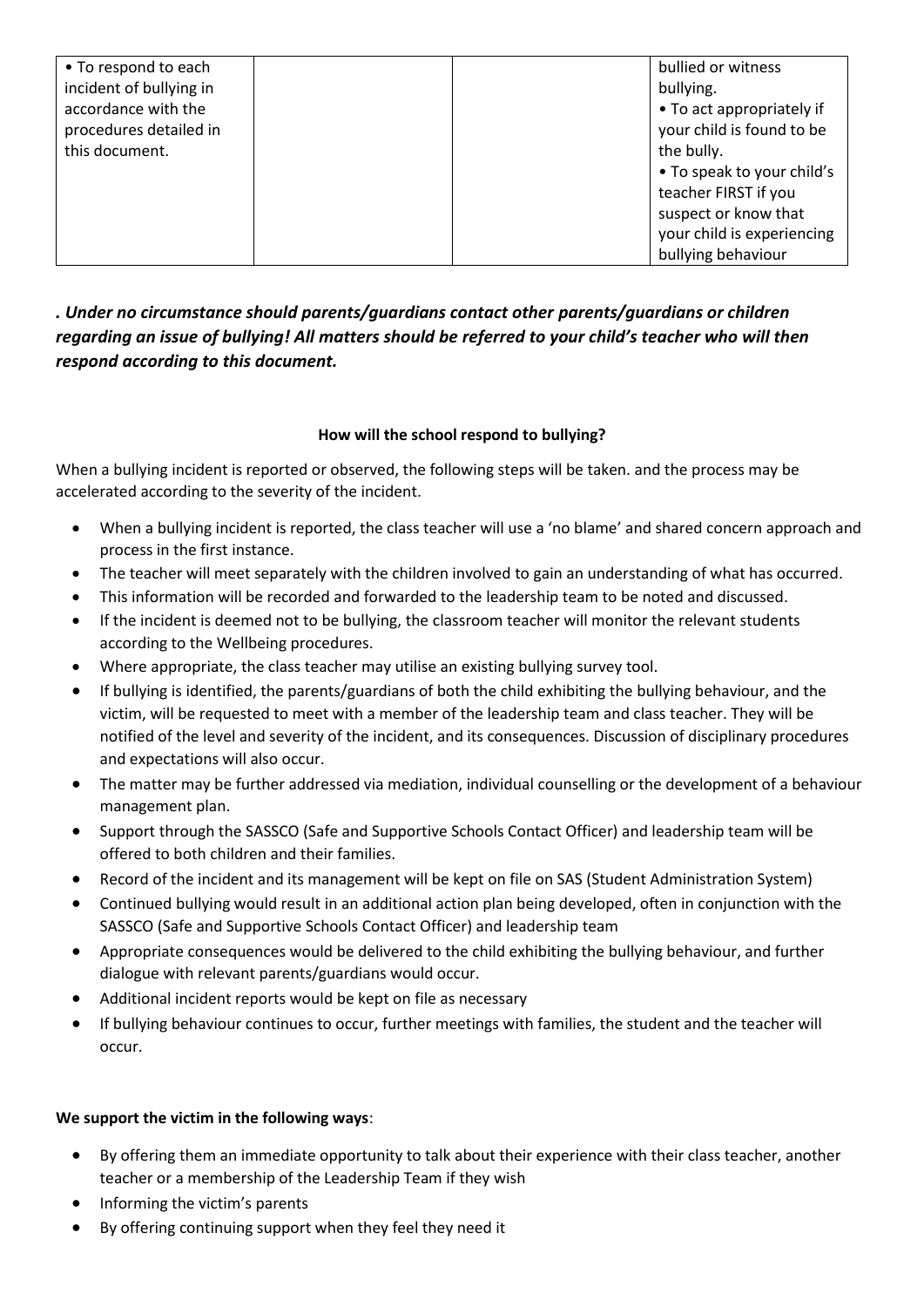| | | | |
|---|---|---|---|
| • To respond to each incident of bullying in accordance with the procedures detailed in this document. | | | bullied or witness bullying.<br>• To act appropriately if your child is found to be the bully.<br>• To speak to your child's teacher FIRST if you suspect or know that your child is experiencing bullying behaviour |

***. Under no circumstance should parents/guardians contact other parents/guardians or children regarding an issue of bullying! All matters should be referred to your child's teacher who will then respond according to this document.***

**How will the school respond to bullying?**

When a bullying incident is reported or observed, the following steps will be taken. and the process may be accelerated according to the severity of the incident.

- When a bullying incident is reported, the class teacher will use a 'no blame' and shared concern approach and process in the first instance.
- The teacher will meet separately with the children involved to gain an understanding of what has occurred.
- This information will be recorded and forwarded to the leadership team to be noted and discussed.
- If the incident is deemed not to be bullying, the classroom teacher will monitor the relevant students according to the Wellbeing procedures.
- Where appropriate, the class teacher may utilise an existing bullying survey tool.
- If bullying is identified, the parents/guardians of both the child exhibiting the bullying behaviour, and the victim, will be requested to meet with a member of the leadership team and class teacher. They will be notified of the level and severity of the incident, and its consequences. Discussion of disciplinary procedures and expectations will also occur.
- The matter may be further addressed via mediation, individual counselling or the development of a behaviour management plan.
- Support through the SASSCO (Safe and Supportive Schools Contact Officer) and leadership team will be offered to both children and their families.
- Record of the incident and its management will be kept on file on SAS (Student Administration System)
- Continued bullying would result in an additional action plan being developed, often in conjunction with the SASSCO (Safe and Supportive Schools Contact Officer) and leadership team
- Appropriate consequences would be delivered to the child exhibiting the bullying behaviour, and further dialogue with relevant parents/guardians would occur.
- Additional incident reports would be kept on file as necessary
- If bullying behaviour continues to occur, further meetings with families, the student and the teacher will occur.

**We support the victim in the following ways**:

- By offering them an immediate opportunity to talk about their experience with their class teacher, another teacher or a membership of the Leadership Team if they wish
- Informing the victim's parents
- By offering continuing support when they feel they need it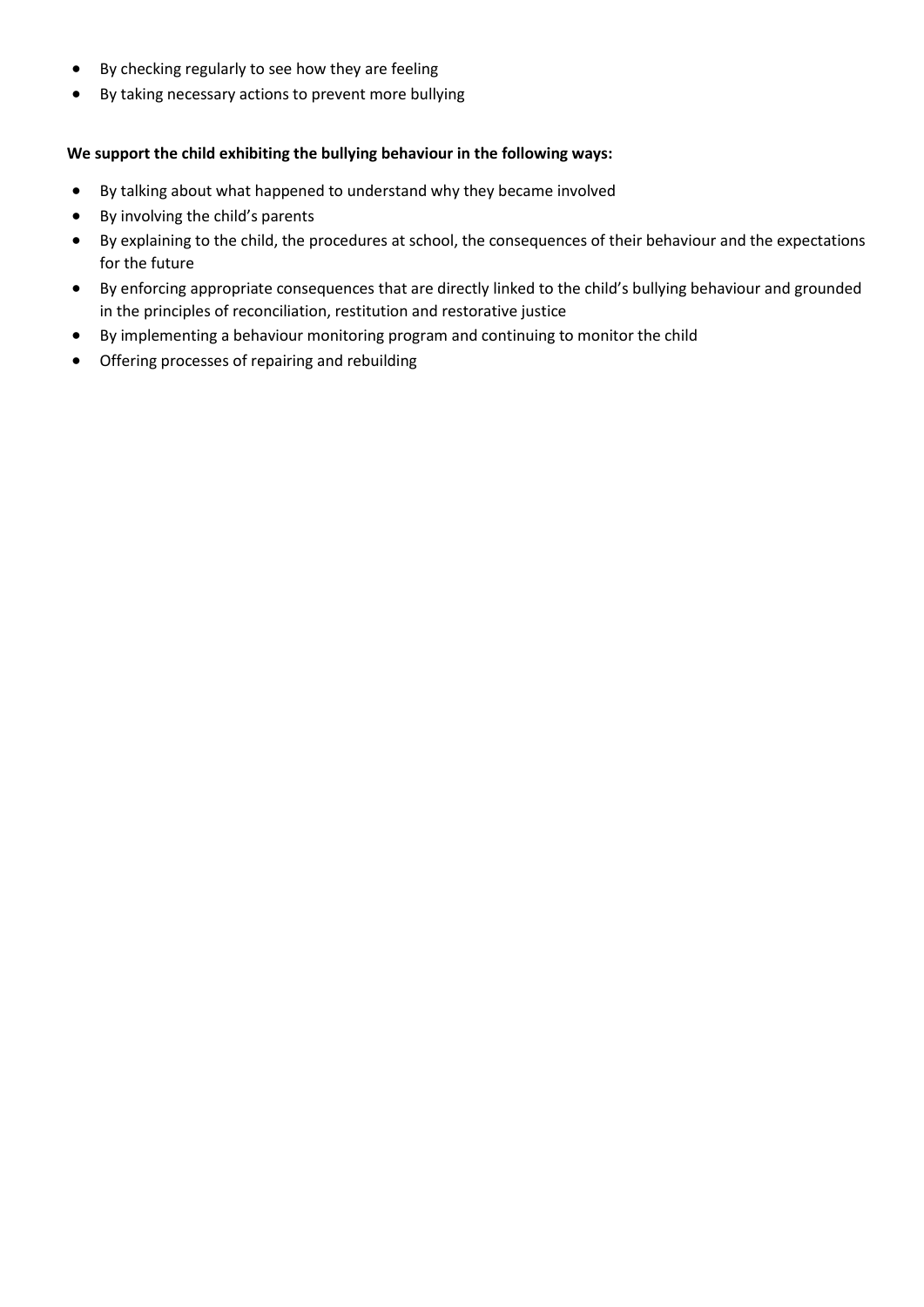- By checking regularly to see how they are feeling
- By taking necessary actions to prevent more bullying

**We support the child exhibiting the bullying behaviour in the following ways:**

- By talking about what happened to understand why they became involved
- By involving the child's parents
- By explaining to the child, the procedures at school, the consequences of their behaviour and the expectations for the future
- By enforcing appropriate consequences that are directly linked to the child's bullying behaviour and grounded in the principles of reconciliation, restitution and restorative justice
- By implementing a behaviour monitoring program and continuing to monitor the child
- Offering processes of repairing and rebuilding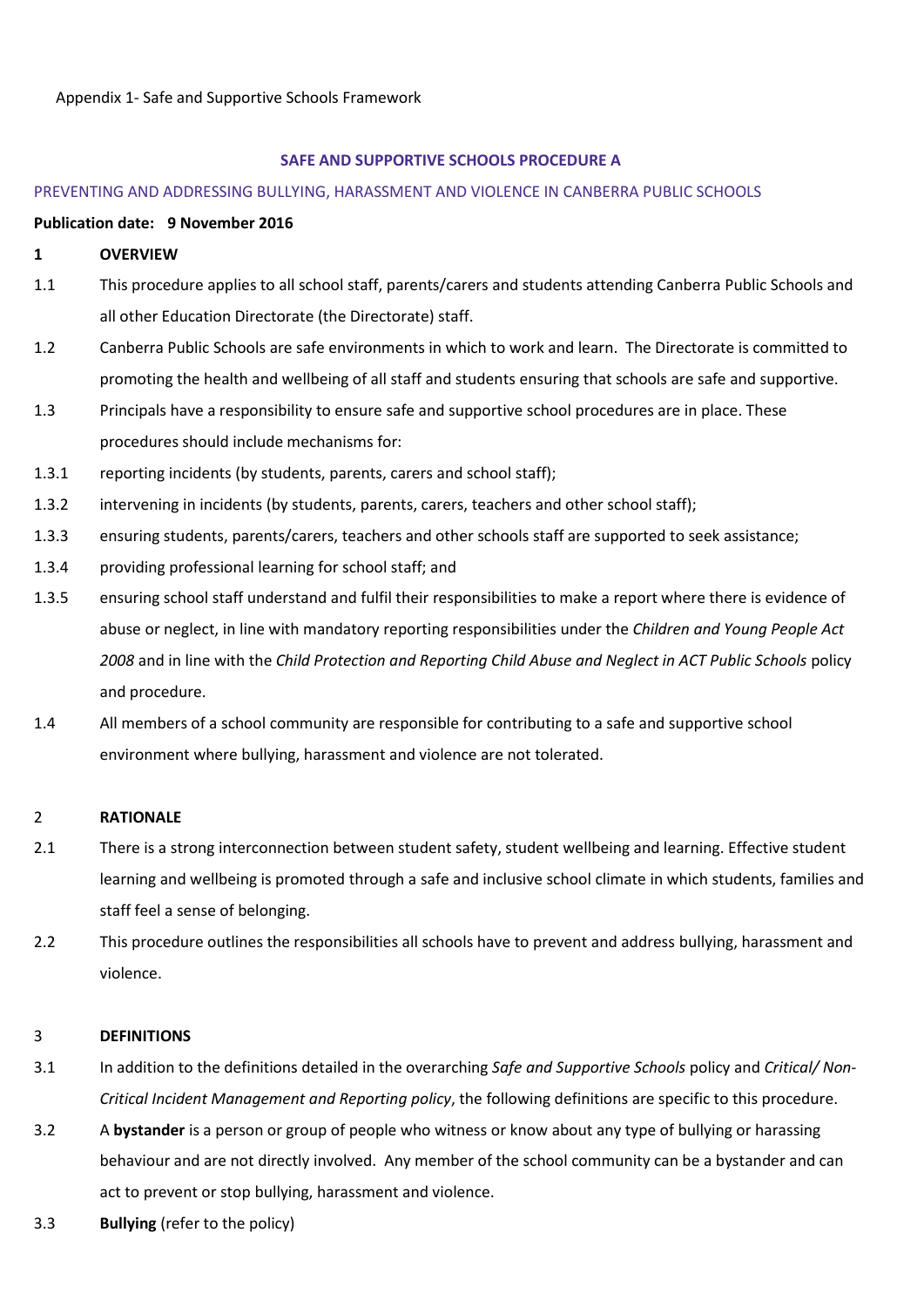Appendix 1- Safe and Supportive Schools Framework

## SAFE AND SUPPORTIVE SCHOOLS PROCEDURE A

### PREVENTING AND ADDRESSING BULLYING, HARASSMENT AND VIOLENCE IN CANBERRA PUBLIC SCHOOLS

**Publication date: 9 November 2016**

**1 OVERVIEW**

1.1 This procedure applies to all school staff, parents/carers and students attending Canberra Public Schools and all other Education Directorate (the Directorate) staff.

1.2 Canberra Public Schools are safe environments in which to work and learn. The Directorate is committed to promoting the health and wellbeing of all staff and students ensuring that schools are safe and supportive.

1.3 Principals have a responsibility to ensure safe and supportive school procedures are in place. These procedures should include mechanisms for:

1.3.1 reporting incidents (by students, parents, carers and school staff);

1.3.2 intervening in incidents (by students, parents, carers, teachers and other school staff);

1.3.3 ensuring students, parents/carers, teachers and other schools staff are supported to seek assistance;

1.3.4 providing professional learning for school staff; and

1.3.5 ensuring school staff understand and fulfil their responsibilities to make a report where there is evidence of abuse or neglect, in line with mandatory reporting responsibilities under the *Children and Young People Act 2008* and in line with the *Child Protection and Reporting Child Abuse and Neglect in ACT Public Schools* policy and procedure.

1.4 All members of a school community are responsible for contributing to a safe and supportive school environment where bullying, harassment and violence are not tolerated.

**2 RATIONALE**

2.1 There is a strong interconnection between student safety, student wellbeing and learning. Effective student learning and wellbeing is promoted through a safe and inclusive school climate in which students, families and staff feel a sense of belonging.

2.2 This procedure outlines the responsibilities all schools have to prevent and address bullying, harassment and violence.

**3 DEFINITIONS**

3.1 In addition to the definitions detailed in the overarching *Safe and Supportive Schools* policy and *Critical/ Non-Critical Incident Management and Reporting policy*, the following definitions are specific to this procedure.

3.2 A **bystander** is a person or group of people who witness or know about any type of bullying or harassing behaviour and are not directly involved. Any member of the school community can be a bystander and can act to prevent or stop bullying, harassment and violence.

3.3 **Bullying** (refer to the policy)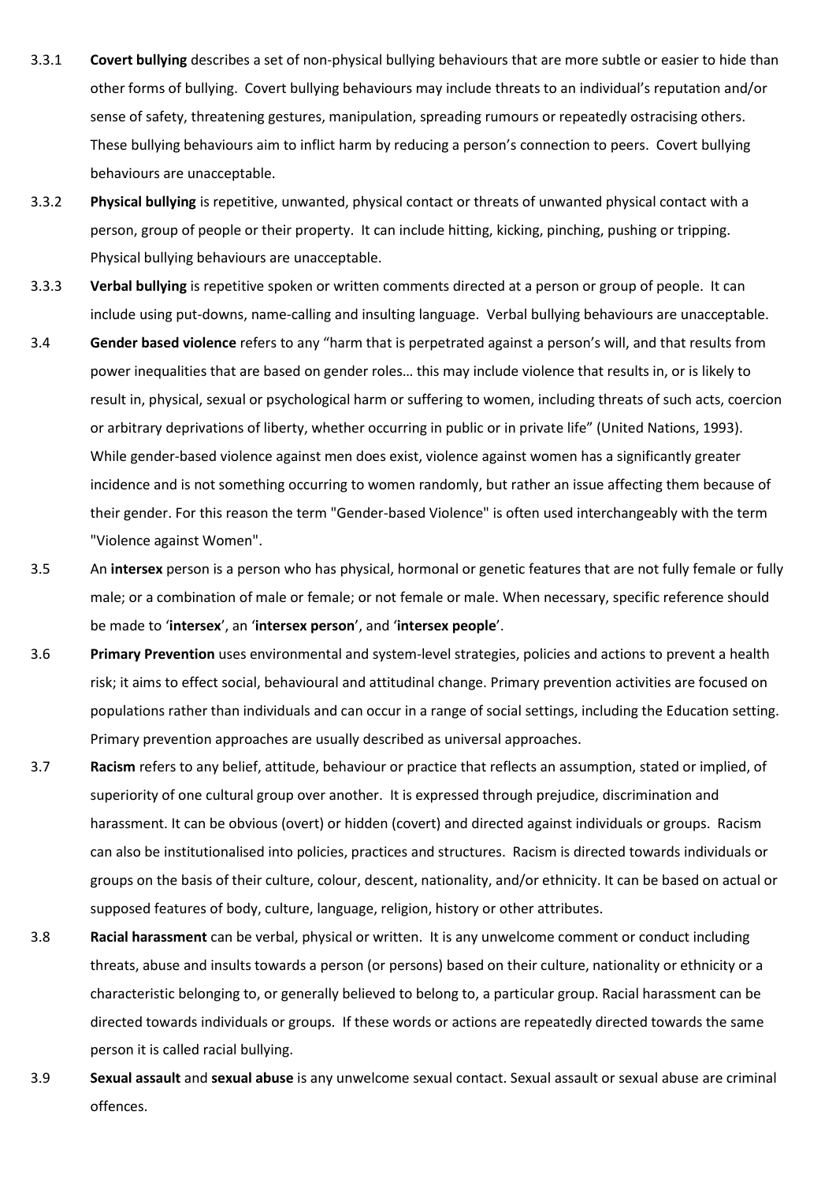3.3.1 **Covert bullying** describes a set of non-physical bullying behaviours that are more subtle or easier to hide than other forms of bullying. Covert bullying behaviours may include threats to an individual's reputation and/or sense of safety, threatening gestures, manipulation, spreading rumours or repeatedly ostracising others. These bullying behaviours aim to inflict harm by reducing a person's connection to peers. Covert bullying behaviours are unacceptable.

3.3.2 **Physical bullying** is repetitive, unwanted, physical contact or threats of unwanted physical contact with a person, group of people or their property. It can include hitting, kicking, pinching, pushing or tripping. Physical bullying behaviours are unacceptable.

3.3.3 **Verbal bullying** is repetitive spoken or written comments directed at a person or group of people. It can include using put-downs, name-calling and insulting language. Verbal bullying behaviours are unacceptable.

3.4 **Gender based violence** refers to any "harm that is perpetrated against a person's will, and that results from power inequalities that are based on gender roles… this may include violence that results in, or is likely to result in, physical, sexual or psychological harm or suffering to women, including threats of such acts, coercion or arbitrary deprivations of liberty, whether occurring in public or in private life" (United Nations, 1993). While gender-based violence against men does exist, violence against women has a significantly greater incidence and is not something occurring to women randomly, but rather an issue affecting them because of their gender. For this reason the term "Gender-based Violence" is often used interchangeably with the term "Violence against Women".

3.5 An **intersex** person is a person who has physical, hormonal or genetic features that are not fully female or fully male; or a combination of male or female; or not female or male. When necessary, specific reference should be made to '**intersex**', an '**intersex person**', and '**intersex people**'.

3.6 **Primary Prevention** uses environmental and system-level strategies, policies and actions to prevent a health risk; it aims to effect social, behavioural and attitudinal change. Primary prevention activities are focused on populations rather than individuals and can occur in a range of social settings, including the Education setting. Primary prevention approaches are usually described as universal approaches.

3.7 **Racism** refers to any belief, attitude, behaviour or practice that reflects an assumption, stated or implied, of superiority of one cultural group over another. It is expressed through prejudice, discrimination and harassment. It can be obvious (overt) or hidden (covert) and directed against individuals or groups. Racism can also be institutionalised into policies, practices and structures. Racism is directed towards individuals or groups on the basis of their culture, colour, descent, nationality, and/or ethnicity. It can be based on actual or supposed features of body, culture, language, religion, history or other attributes.

3.8 **Racial harassment** can be verbal, physical or written. It is any unwelcome comment or conduct including threats, abuse and insults towards a person (or persons) based on their culture, nationality or ethnicity or a characteristic belonging to, or generally believed to belong to, a particular group. Racial harassment can be directed towards individuals or groups. If these words or actions are repeatedly directed towards the same person it is called racial bullying.

3.9 **Sexual assault** and **sexual abuse** is any unwelcome sexual contact. Sexual assault or sexual abuse are criminal offences.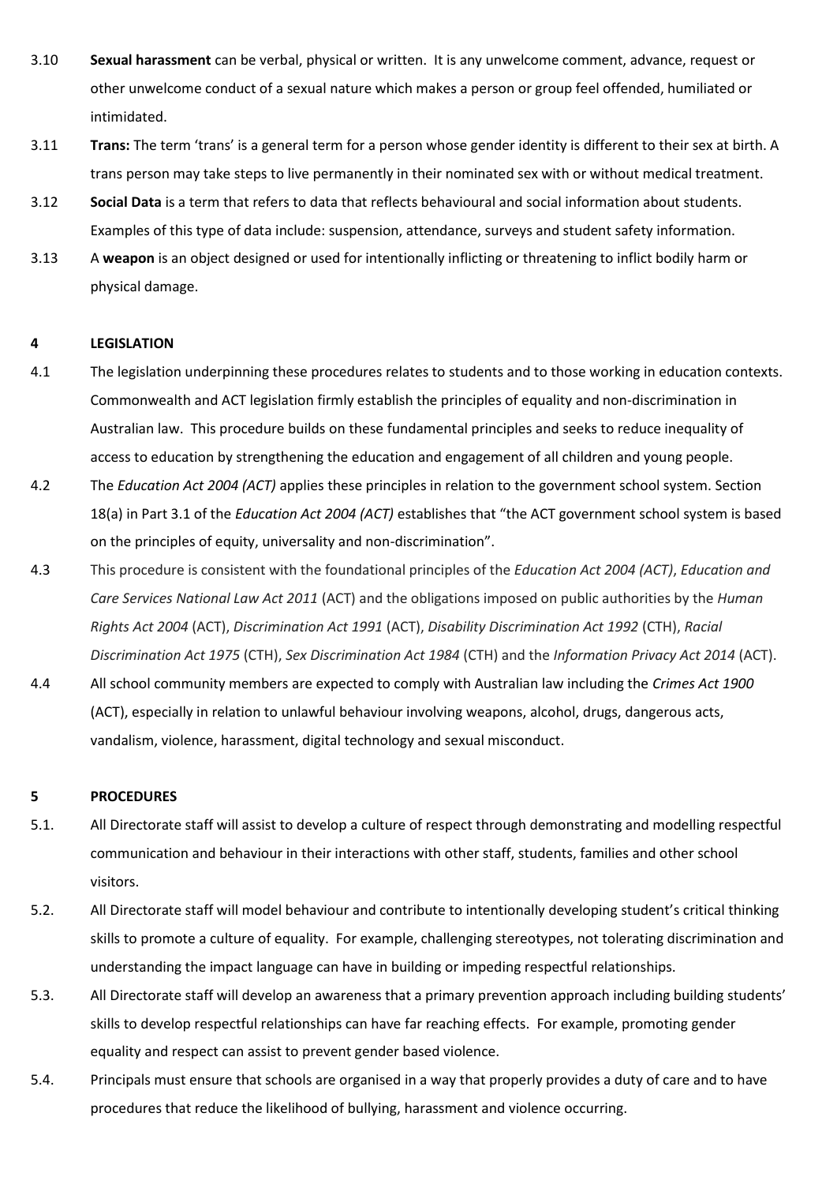3.10 **Sexual harassment** can be verbal, physical or written. It is any unwelcome comment, advance, request or other unwelcome conduct of a sexual nature which makes a person or group feel offended, humiliated or intimidated.

3.11 **Trans:** The term 'trans' is a general term for a person whose gender identity is different to their sex at birth. A trans person may take steps to live permanently in their nominated sex with or without medical treatment.

3.12 **Social Data** is a term that refers to data that reflects behavioural and social information about students. Examples of this type of data include: suspension, attendance, surveys and student safety information.

3.13 A **weapon** is an object designed or used for intentionally inflicting or threatening to inflict bodily harm or physical damage.

## 4 LEGISLATION

4.1 The legislation underpinning these procedures relates to students and to those working in education contexts. Commonwealth and ACT legislation firmly establish the principles of equality and non-discrimination in Australian law. This procedure builds on these fundamental principles and seeks to reduce inequality of access to education by strengthening the education and engagement of all children and young people.

4.2 The *Education Act 2004 (ACT)* applies these principles in relation to the government school system. Section 18(a) in Part 3.1 of the *Education Act 2004 (ACT)* establishes that "the ACT government school system is based on the principles of equity, universality and non-discrimination".

4.3 This procedure is consistent with the foundational principles of the *Education Act 2004 (ACT)*, *Education and Care Services National Law Act 2011* (ACT) and the obligations imposed on public authorities by the *Human Rights Act 2004* (ACT), *Discrimination Act 1991* (ACT), *Disability Discrimination Act 1992* (CTH), *Racial Discrimination Act 1975* (CTH), *Sex Discrimination Act 1984* (CTH) and the *Information Privacy Act 2014* (ACT).

4.4 All school community members are expected to comply with Australian law including the *Crimes Act 1900* (ACT), especially in relation to unlawful behaviour involving weapons, alcohol, drugs, dangerous acts, vandalism, violence, harassment, digital technology and sexual misconduct.

## 5 PROCEDURES

5.1. All Directorate staff will assist to develop a culture of respect through demonstrating and modelling respectful communication and behaviour in their interactions with other staff, students, families and other school visitors.

5.2. All Directorate staff will model behaviour and contribute to intentionally developing student's critical thinking skills to promote a culture of equality. For example, challenging stereotypes, not tolerating discrimination and understanding the impact language can have in building or impeding respectful relationships.

5.3. All Directorate staff will develop an awareness that a primary prevention approach including building students' skills to develop respectful relationships can have far reaching effects. For example, promoting gender equality and respect can assist to prevent gender based violence.

5.4. Principals must ensure that schools are organised in a way that properly provides a duty of care and to have procedures that reduce the likelihood of bullying, harassment and violence occurring.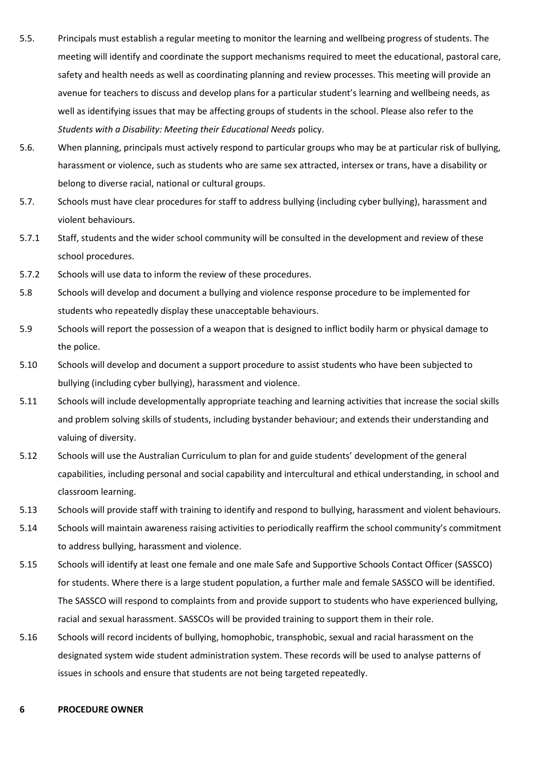5.5. Principals must establish a regular meeting to monitor the learning and wellbeing progress of students. The meeting will identify and coordinate the support mechanisms required to meet the educational, pastoral care, safety and health needs as well as coordinating planning and review processes. This meeting will provide an avenue for teachers to discuss and develop plans for a particular student's learning and wellbeing needs, as well as identifying issues that may be affecting groups of students in the school. Please also refer to the *Students with a Disability: Meeting their Educational Needs* policy.

5.6. When planning, principals must actively respond to particular groups who may be at particular risk of bullying, harassment or violence, such as students who are same sex attracted, intersex or trans, have a disability or belong to diverse racial, national or cultural groups.

5.7. Schools must have clear procedures for staff to address bullying (including cyber bullying), harassment and violent behaviours.

5.7.1 Staff, students and the wider school community will be consulted in the development and review of these school procedures.

5.7.2 Schools will use data to inform the review of these procedures.

5.8 Schools will develop and document a bullying and violence response procedure to be implemented for students who repeatedly display these unacceptable behaviours.

5.9 Schools will report the possession of a weapon that is designed to inflict bodily harm or physical damage to the police.

5.10 Schools will develop and document a support procedure to assist students who have been subjected to bullying (including cyber bullying), harassment and violence.

5.11 Schools will include developmentally appropriate teaching and learning activities that increase the social skills and problem solving skills of students, including bystander behaviour; and extends their understanding and valuing of diversity.

5.12 Schools will use the Australian Curriculum to plan for and guide students' development of the general capabilities, including personal and social capability and intercultural and ethical understanding, in school and classroom learning.

5.13 Schools will provide staff with training to identify and respond to bullying, harassment and violent behaviours.

5.14 Schools will maintain awareness raising activities to periodically reaffirm the school community's commitment to address bullying, harassment and violence.

5.15 Schools will identify at least one female and one male Safe and Supportive Schools Contact Officer (SASSCO) for students. Where there is a large student population, a further male and female SASSCO will be identified. The SASSCO will respond to complaints from and provide support to students who have experienced bullying, racial and sexual harassment. SASSCOs will be provided training to support them in their role.

5.16 Schools will record incidents of bullying, homophobic, transphobic, sexual and racial harassment on the designated system wide student administration system. These records will be used to analyse patterns of issues in schools and ensure that students are not being targeted repeatedly.

## 6 PROCEDURE OWNER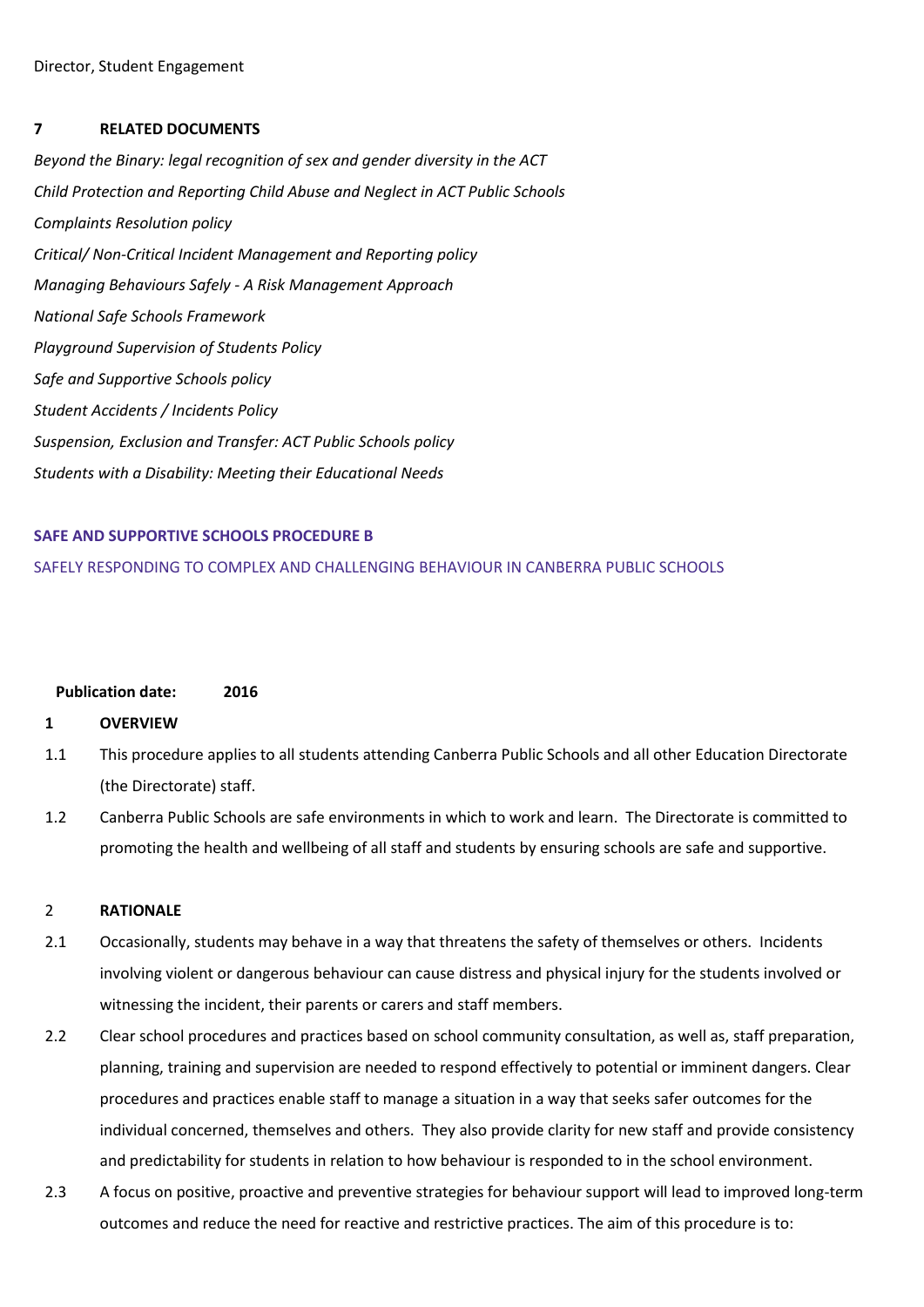Director, Student Engagement

## 7 RELATED DOCUMENTS

*Beyond the Binary: legal recognition of sex and gender diversity in the ACT*

*Child Protection and Reporting Child Abuse and Neglect in ACT Public Schools*

*Complaints Resolution policy*

*Critical/ Non-Critical Incident Management and Reporting policy*

*Managing Behaviours Safely - A Risk Management Approach*

*National Safe Schools Framework*

*Playground Supervision of Students Policy*

*Safe and Supportive Schools policy*

*Student Accidents / Incidents Policy*

*Suspension, Exclusion and Transfer: ACT Public Schools policy*

*Students with a Disability: Meeting their Educational Needs*

# SAFE AND SUPPORTIVE SCHOOLS PROCEDURE B

SAFELY RESPONDING TO COMPLEX AND CHALLENGING BEHAVIOUR IN CANBERRA PUBLIC SCHOOLS

**Publication date: 2016**

## 1 OVERVIEW

1.1 This procedure applies to all students attending Canberra Public Schools and all other Education Directorate (the Directorate) staff.

1.2 Canberra Public Schools are safe environments in which to work and learn. The Directorate is committed to promoting the health and wellbeing of all staff and students by ensuring schools are safe and supportive.

## 2 RATIONALE

2.1 Occasionally, students may behave in a way that threatens the safety of themselves or others. Incidents involving violent or dangerous behaviour can cause distress and physical injury for the students involved or witnessing the incident, their parents or carers and staff members.

2.2 Clear school procedures and practices based on school community consultation, as well as, staff preparation, planning, training and supervision are needed to respond effectively to potential or imminent dangers. Clear procedures and practices enable staff to manage a situation in a way that seeks safer outcomes for the individual concerned, themselves and others. They also provide clarity for new staff and provide consistency and predictability for students in relation to how behaviour is responded to in the school environment.

2.3 A focus on positive, proactive and preventive strategies for behaviour support will lead to improved long-term outcomes and reduce the need for reactive and restrictive practices. The aim of this procedure is to: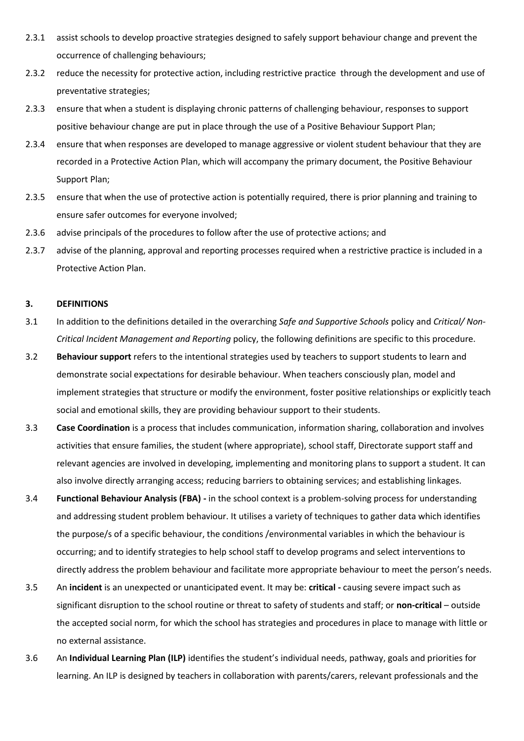2.3.1 assist schools to develop proactive strategies designed to safely support behaviour change and prevent the occurrence of challenging behaviours;

2.3.2 reduce the necessity for protective action, including restrictive practice through the development and use of preventative strategies;

2.3.3 ensure that when a student is displaying chronic patterns of challenging behaviour, responses to support positive behaviour change are put in place through the use of a Positive Behaviour Support Plan;

2.3.4 ensure that when responses are developed to manage aggressive or violent student behaviour that they are recorded in a Protective Action Plan, which will accompany the primary document, the Positive Behaviour Support Plan;

2.3.5 ensure that when the use of protective action is potentially required, there is prior planning and training to ensure safer outcomes for everyone involved;

2.3.6 advise principals of the procedures to follow after the use of protective actions; and

2.3.7 advise of the planning, approval and reporting processes required when a restrictive practice is included in a Protective Action Plan.

## 3. DEFINITIONS

3.1 In addition to the definitions detailed in the overarching *Safe and Supportive Schools* policy and *Critical/ Non-Critical Incident Management and Reporting* policy, the following definitions are specific to this procedure.

3.2 **Behaviour support** refers to the intentional strategies used by teachers to support students to learn and demonstrate social expectations for desirable behaviour. When teachers consciously plan, model and implement strategies that structure or modify the environment, foster positive relationships or explicitly teach social and emotional skills, they are providing behaviour support to their students.

3.3 **Case Coordination** is a process that includes communication, information sharing, collaboration and involves activities that ensure families, the student (where appropriate), school staff, Directorate support staff and relevant agencies are involved in developing, implementing and monitoring plans to support a student. It can also involve directly arranging access; reducing barriers to obtaining services; and establishing linkages.

3.4 **Functional Behaviour Analysis (FBA) -** in the school context is a problem-solving process for understanding and addressing student problem behaviour. It utilises a variety of techniques to gather data which identifies the purpose/s of a specific behaviour, the conditions /environmental variables in which the behaviour is occurring; and to identify strategies to help school staff to develop programs and select interventions to directly address the problem behaviour and facilitate more appropriate behaviour to meet the person's needs.

3.5 An **incident** is an unexpected or unanticipated event. It may be: **critical -** causing severe impact such as significant disruption to the school routine or threat to safety of students and staff; or **non-critical** – outside the accepted social norm, for which the school has strategies and procedures in place to manage with little or no external assistance.

3.6 An **Individual Learning Plan (ILP)** identifies the student's individual needs, pathway, goals and priorities for learning. An ILP is designed by teachers in collaboration with parents/carers, relevant professionals and the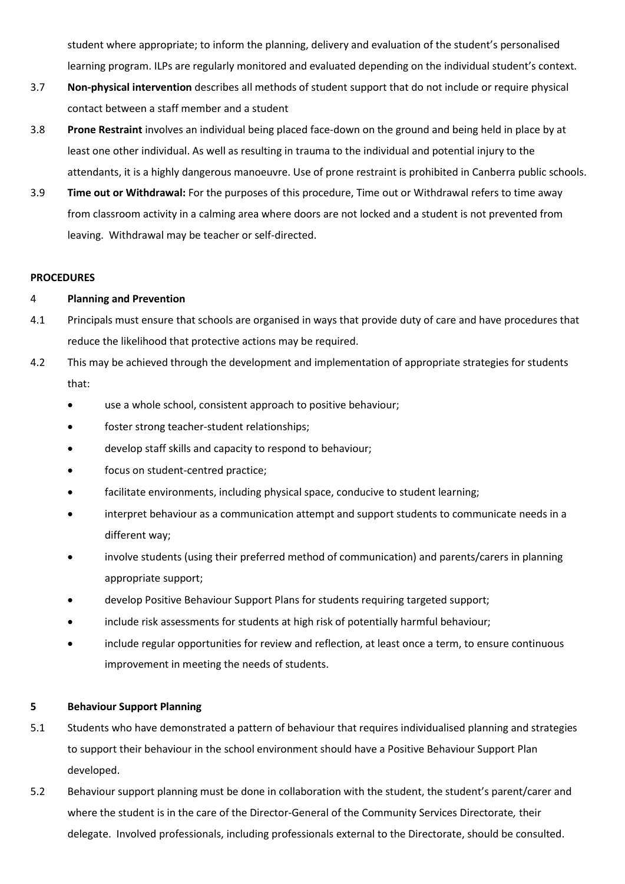student where appropriate; to inform the planning, delivery and evaluation of the student's personalised learning program. ILPs are regularly monitored and evaluated depending on the individual student's context.

3.7 **Non-physical intervention** describes all methods of student support that do not include or require physical contact between a staff member and a student

3.8 **Prone Restraint** involves an individual being placed face-down on the ground and being held in place by at least one other individual. As well as resulting in trauma to the individual and potential injury to the attendants, it is a highly dangerous manoeuvre. Use of prone restraint is prohibited in Canberra public schools.

3.9 **Time out or Withdrawal:** For the purposes of this procedure, Time out or Withdrawal refers to time away from classroom activity in a calming area where doors are not locked and a student is not prevented from leaving. Withdrawal may be teacher or self-directed.

**PROCEDURES**

**4 Planning and Prevention**

4.1 Principals must ensure that schools are organised in ways that provide duty of care and have procedures that reduce the likelihood that protective actions may be required.

4.2 This may be achieved through the development and implementation of appropriate strategies for students that:

- use a whole school, consistent approach to positive behaviour;
- foster strong teacher-student relationships;
- develop staff skills and capacity to respond to behaviour;
- focus on student-centred practice;
- facilitate environments, including physical space, conducive to student learning;
- interpret behaviour as a communication attempt and support students to communicate needs in a different way;
- involve students (using their preferred method of communication) and parents/carers in planning appropriate support;
- develop Positive Behaviour Support Plans for students requiring targeted support;
- include risk assessments for students at high risk of potentially harmful behaviour;
- include regular opportunities for review and reflection, at least once a term, to ensure continuous improvement in meeting the needs of students.

**5 Behaviour Support Planning**

5.1 Students who have demonstrated a pattern of behaviour that requires individualised planning and strategies to support their behaviour in the school environment should have a Positive Behaviour Support Plan developed.

5.2 Behaviour support planning must be done in collaboration with the student, the student's parent/carer and where the student is in the care of the Director-General of the Community Services Directorate*,* their delegate. Involved professionals, including professionals external to the Directorate, should be consulted.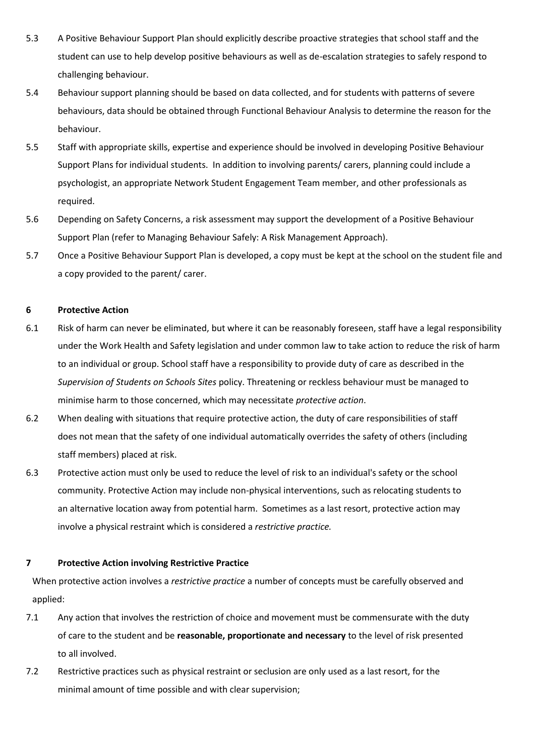5.3 A Positive Behaviour Support Plan should explicitly describe proactive strategies that school staff and the student can use to help develop positive behaviours as well as de-escalation strategies to safely respond to challenging behaviour.

5.4 Behaviour support planning should be based on data collected, and for students with patterns of severe behaviours, data should be obtained through Functional Behaviour Analysis to determine the reason for the behaviour.

5.5 Staff with appropriate skills, expertise and experience should be involved in developing Positive Behaviour Support Plans for individual students. In addition to involving parents/ carers, planning could include a psychologist, an appropriate Network Student Engagement Team member, and other professionals as required.

5.6 Depending on Safety Concerns, a risk assessment may support the development of a Positive Behaviour Support Plan (refer to Managing Behaviour Safely: A Risk Management Approach).

5.7 Once a Positive Behaviour Support Plan is developed, a copy must be kept at the school on the student file and a copy provided to the parent/ carer.

## 6 Protective Action

6.1 Risk of harm can never be eliminated, but where it can be reasonably foreseen, staff have a legal responsibility under the Work Health and Safety legislation and under common law to take action to reduce the risk of harm to an individual or group. School staff have a responsibility to provide duty of care as described in the *Supervision of Students on Schools Sites* policy. Threatening or reckless behaviour must be managed to minimise harm to those concerned, which may necessitate *protective action*.

6.2 When dealing with situations that require protective action, the duty of care responsibilities of staff does not mean that the safety of one individual automatically overrides the safety of others (including staff members) placed at risk.

6.3 Protective action must only be used to reduce the level of risk to an individual's safety or the school community. Protective Action may include non-physical interventions, such as relocating students to an alternative location away from potential harm. Sometimes as a last resort, protective action may involve a physical restraint which is considered a *restrictive practice.*

## 7 Protective Action involving Restrictive Practice

When protective action involves a *restrictive practice* a number of concepts must be carefully observed and applied:

7.1 Any action that involves the restriction of choice and movement must be commensurate with the duty of care to the student and be **reasonable, proportionate and necessary** to the level of risk presented to all involved.

7.2 Restrictive practices such as physical restraint or seclusion are only used as a last resort, for the minimal amount of time possible and with clear supervision;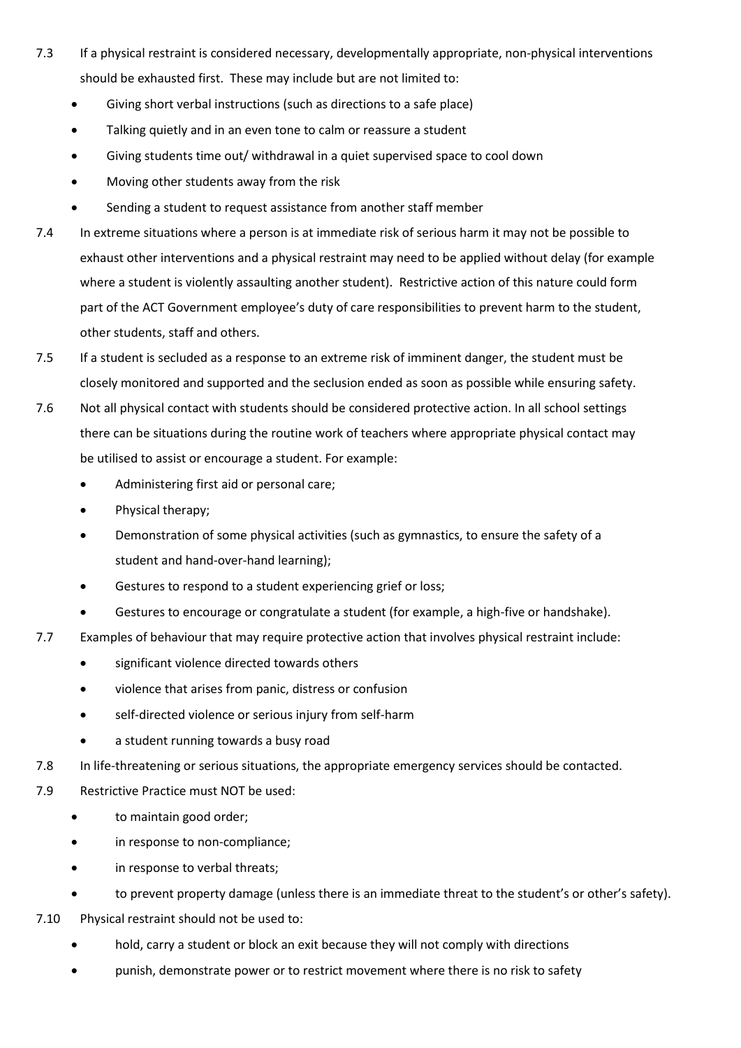7.3 If a physical restraint is considered necessary, developmentally appropriate, non-physical interventions should be exhausted first. These may include but are not limited to:

- Giving short verbal instructions (such as directions to a safe place)
- Talking quietly and in an even tone to calm or reassure a student
- Giving students time out/ withdrawal in a quiet supervised space to cool down
- Moving other students away from the risk
- Sending a student to request assistance from another staff member

7.4 In extreme situations where a person is at immediate risk of serious harm it may not be possible to exhaust other interventions and a physical restraint may need to be applied without delay (for example where a student is violently assaulting another student). Restrictive action of this nature could form part of the ACT Government employee's duty of care responsibilities to prevent harm to the student, other students, staff and others.

7.5 If a student is secluded as a response to an extreme risk of imminent danger, the student must be closely monitored and supported and the seclusion ended as soon as possible while ensuring safety.

7.6 Not all physical contact with students should be considered protective action. In all school settings there can be situations during the routine work of teachers where appropriate physical contact may be utilised to assist or encourage a student. For example:

- Administering first aid or personal care;
- Physical therapy;
- Demonstration of some physical activities (such as gymnastics, to ensure the safety of a student and hand-over-hand learning);
- Gestures to respond to a student experiencing grief or loss;
- Gestures to encourage or congratulate a student (for example, a high-five or handshake).

7.7 Examples of behaviour that may require protective action that involves physical restraint include:

- significant violence directed towards others
- violence that arises from panic, distress or confusion
- self-directed violence or serious injury from self-harm
- a student running towards a busy road

7.8 In life-threatening or serious situations, the appropriate emergency services should be contacted.

7.9 Restrictive Practice must NOT be used:

- to maintain good order;
- in response to non-compliance;
- in response to verbal threats;
- to prevent property damage (unless there is an immediate threat to the student's or other's safety).

7.10 Physical restraint should not be used to:

- hold, carry a student or block an exit because they will not comply with directions
- punish, demonstrate power or to restrict movement where there is no risk to safety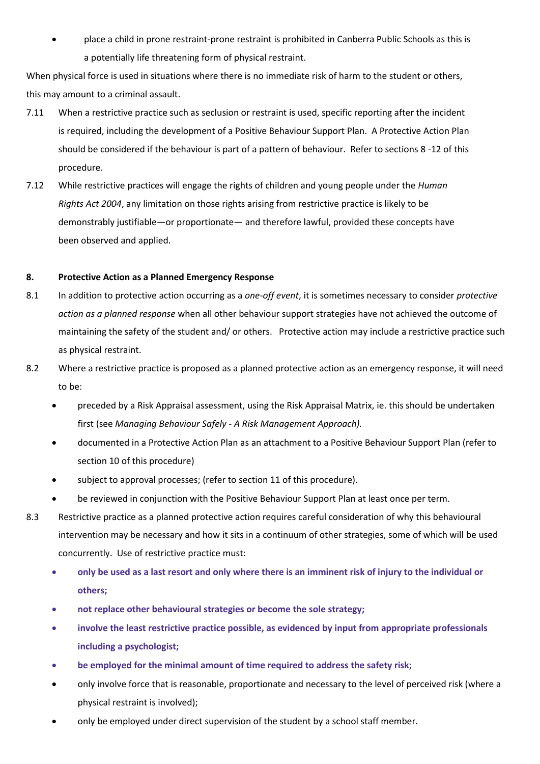- place a child in prone restraint-prone restraint is prohibited in Canberra Public Schools as this is a potentially life threatening form of physical restraint.

When physical force is used in situations where there is no immediate risk of harm to the student or others, this may amount to a criminal assault.

7.11 When a restrictive practice such as seclusion or restraint is used, specific reporting after the incident is required, including the development of a Positive Behaviour Support Plan. A Protective Action Plan should be considered if the behaviour is part of a pattern of behaviour. Refer to sections 8 -12 of this procedure.

7.12 While restrictive practices will engage the rights of children and young people under the *Human Rights Act 2004*, any limitation on those rights arising from restrictive practice is likely to be demonstrably justifiable—or proportionate— and therefore lawful, provided these concepts have been observed and applied.

## 8. Protective Action as a Planned Emergency Response

8.1 In addition to protective action occurring as a *one-off event*, it is sometimes necessary to consider *protective action as a planned response* when all other behaviour support strategies have not achieved the outcome of maintaining the safety of the student and/ or others. Protective action may include a restrictive practice such as physical restraint.

8.2 Where a restrictive practice is proposed as a planned protective action as an emergency response, it will need to be:

- preceded by a Risk Appraisal assessment, using the Risk Appraisal Matrix, ie. this should be undertaken first (see *Managing Behaviour Safely - A Risk Management Approach).*
- documented in a Protective Action Plan as an attachment to a Positive Behaviour Support Plan (refer to section 10 of this procedure)
- subject to approval processes; (refer to section 11 of this procedure).
- be reviewed in conjunction with the Positive Behaviour Support Plan at least once per term.

8.3 Restrictive practice as a planned protective action requires careful consideration of why this behavioural intervention may be necessary and how it sits in a continuum of other strategies, some of which will be used concurrently. Use of restrictive practice must:

- **only be used as a last resort and only where there is an imminent risk of injury to the individual or others;**
- **not replace other behavioural strategies or become the sole strategy;**
- **involve the least restrictive practice possible, as evidenced by input from appropriate professionals including a psychologist;**
- **be employed for the minimal amount of time required to address the safety risk;**
- only involve force that is reasonable, proportionate and necessary to the level of perceived risk (where a physical restraint is involved);
- only be employed under direct supervision of the student by a school staff member.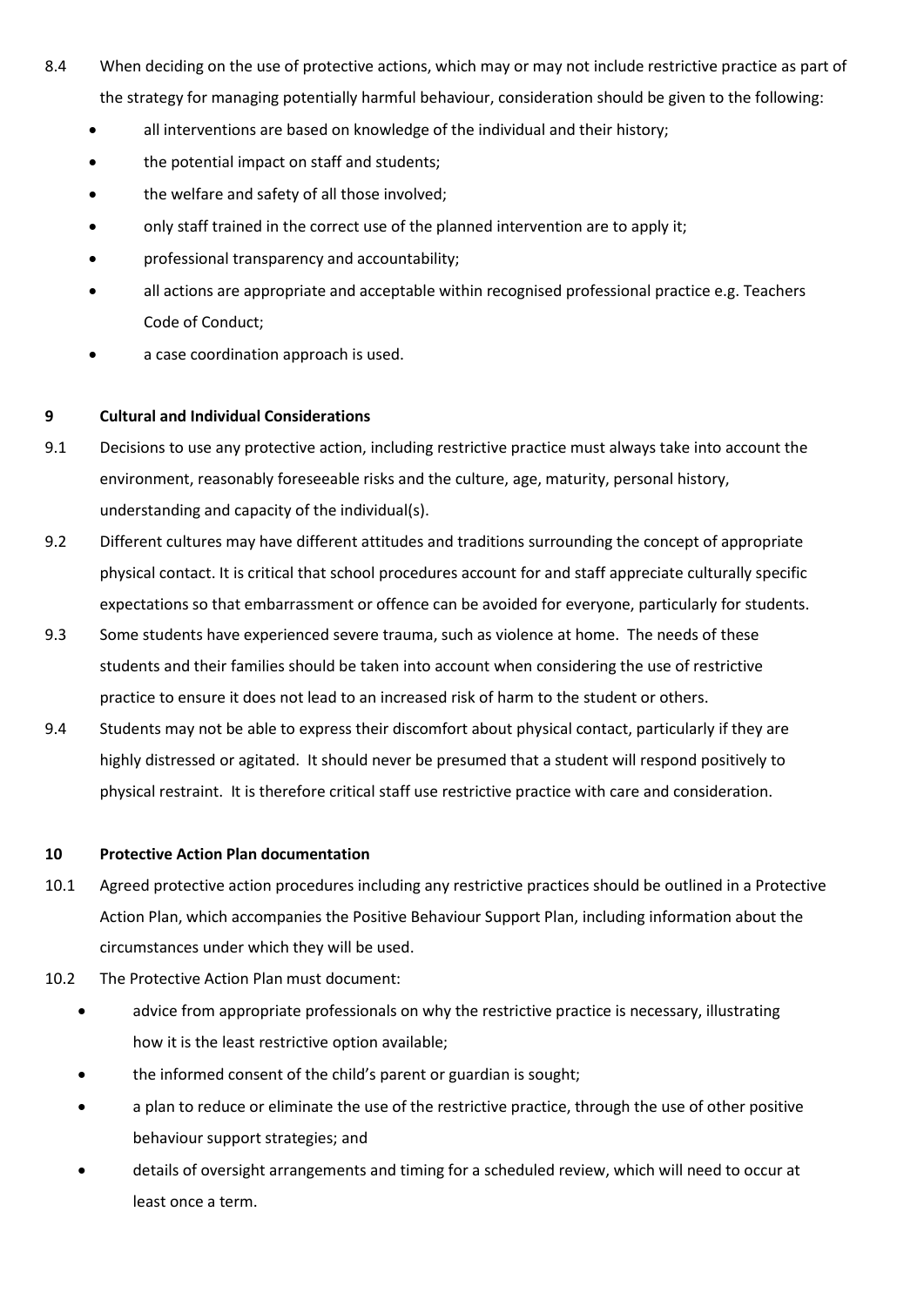8.4 When deciding on the use of protective actions, which may or may not include restrictive practice as part of the strategy for managing potentially harmful behaviour, consideration should be given to the following:

- all interventions are based on knowledge of the individual and their history;
- the potential impact on staff and students;
- the welfare and safety of all those involved;
- only staff trained in the correct use of the planned intervention are to apply it;
- professional transparency and accountability;
- all actions are appropriate and acceptable within recognised professional practice e.g. Teachers Code of Conduct;
- a case coordination approach is used.

## 9 Cultural and Individual Considerations

9.1 Decisions to use any protective action, including restrictive practice must always take into account the environment, reasonably foreseeable risks and the culture, age, maturity, personal history, understanding and capacity of the individual(s).

9.2 Different cultures may have different attitudes and traditions surrounding the concept of appropriate physical contact. It is critical that school procedures account for and staff appreciate culturally specific expectations so that embarrassment or offence can be avoided for everyone, particularly for students.

9.3 Some students have experienced severe trauma, such as violence at home. The needs of these students and their families should be taken into account when considering the use of restrictive practice to ensure it does not lead to an increased risk of harm to the student or others.

9.4 Students may not be able to express their discomfort about physical contact, particularly if they are highly distressed or agitated. It should never be presumed that a student will respond positively to physical restraint. It is therefore critical staff use restrictive practice with care and consideration.

## 10 Protective Action Plan documentation

10.1 Agreed protective action procedures including any restrictive practices should be outlined in a Protective Action Plan, which accompanies the Positive Behaviour Support Plan, including information about the circumstances under which they will be used.

10.2 The Protective Action Plan must document:

- advice from appropriate professionals on why the restrictive practice is necessary, illustrating how it is the least restrictive option available;
- the informed consent of the child's parent or guardian is sought;
- a plan to reduce or eliminate the use of the restrictive practice, through the use of other positive behaviour support strategies; and
- details of oversight arrangements and timing for a scheduled review, which will need to occur at least once a term.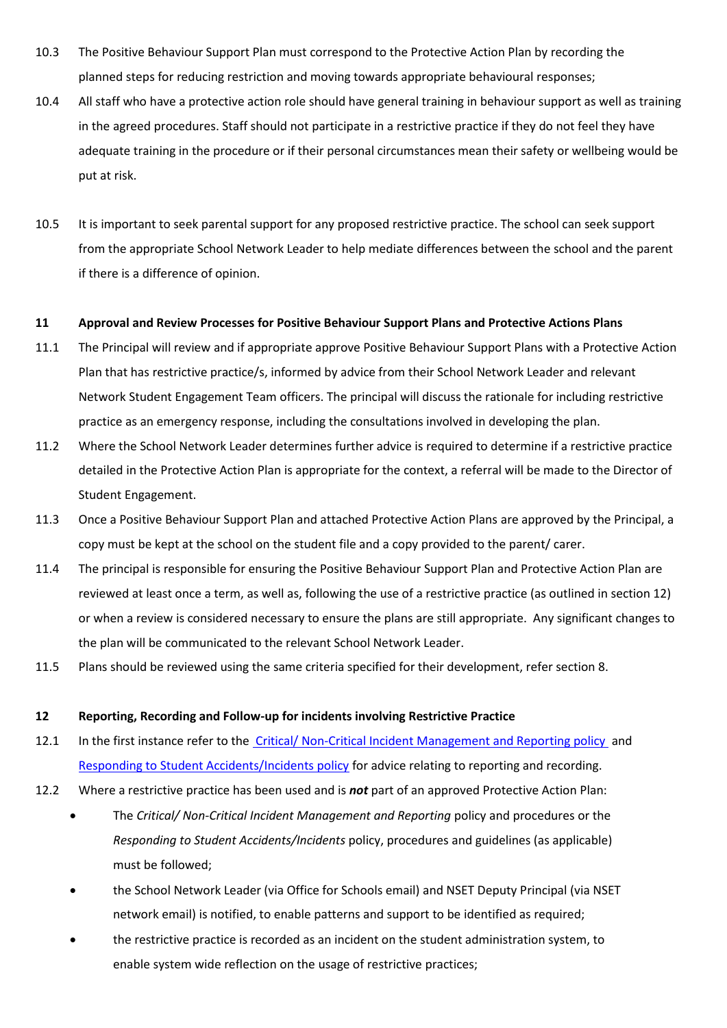10.3 The Positive Behaviour Support Plan must correspond to the Protective Action Plan by recording the planned steps for reducing restriction and moving towards appropriate behavioural responses;

10.4 All staff who have a protective action role should have general training in behaviour support as well as training in the agreed procedures. Staff should not participate in a restrictive practice if they do not feel they have adequate training in the procedure or if their personal circumstances mean their safety or wellbeing would be put at risk.

10.5 It is important to seek parental support for any proposed restrictive practice. The school can seek support from the appropriate School Network Leader to help mediate differences between the school and the parent if there is a difference of opinion.

## 11 Approval and Review Processes for Positive Behaviour Support Plans and Protective Actions Plans

11.1 The Principal will review and if appropriate approve Positive Behaviour Support Plans with a Protective Action Plan that has restrictive practice/s, informed by advice from their School Network Leader and relevant Network Student Engagement Team officers. The principal will discuss the rationale for including restrictive practice as an emergency response, including the consultations involved in developing the plan.

11.2 Where the School Network Leader determines further advice is required to determine if a restrictive practice detailed in the Protective Action Plan is appropriate for the context, a referral will be made to the Director of Student Engagement.

11.3 Once a Positive Behaviour Support Plan and attached Protective Action Plans are approved by the Principal, a copy must be kept at the school on the student file and a copy provided to the parent/ carer.

11.4 The principal is responsible for ensuring the Positive Behaviour Support Plan and Protective Action Plan are reviewed at least once a term, as well as, following the use of a restrictive practice (as outlined in section 12) or when a review is considered necessary to ensure the plans are still appropriate. Any significant changes to the plan will be communicated to the relevant School Network Leader.

11.5 Plans should be reviewed using the same criteria specified for their development, refer section 8.

## 12 Reporting, Recording and Follow-up for incidents involving Restrictive Practice

12.1 In the first instance refer to the [Critical/ Non-Critical Incident Management and Reporting policy](#) and [Responding to Student Accidents/Incidents policy](#) for advice relating to reporting and recording.

12.2 Where a restrictive practice has been used and is ***not*** part of an approved Protective Action Plan:

- The *Critical/ Non-Critical Incident Management and Reporting* policy and procedures or the *Responding to Student Accidents/Incidents* policy, procedures and guidelines (as applicable) must be followed;
- the School Network Leader (via Office for Schools email) and NSET Deputy Principal (via NSET network email) is notified, to enable patterns and support to be identified as required;
- the restrictive practice is recorded as an incident on the student administration system, to enable system wide reflection on the usage of restrictive practices;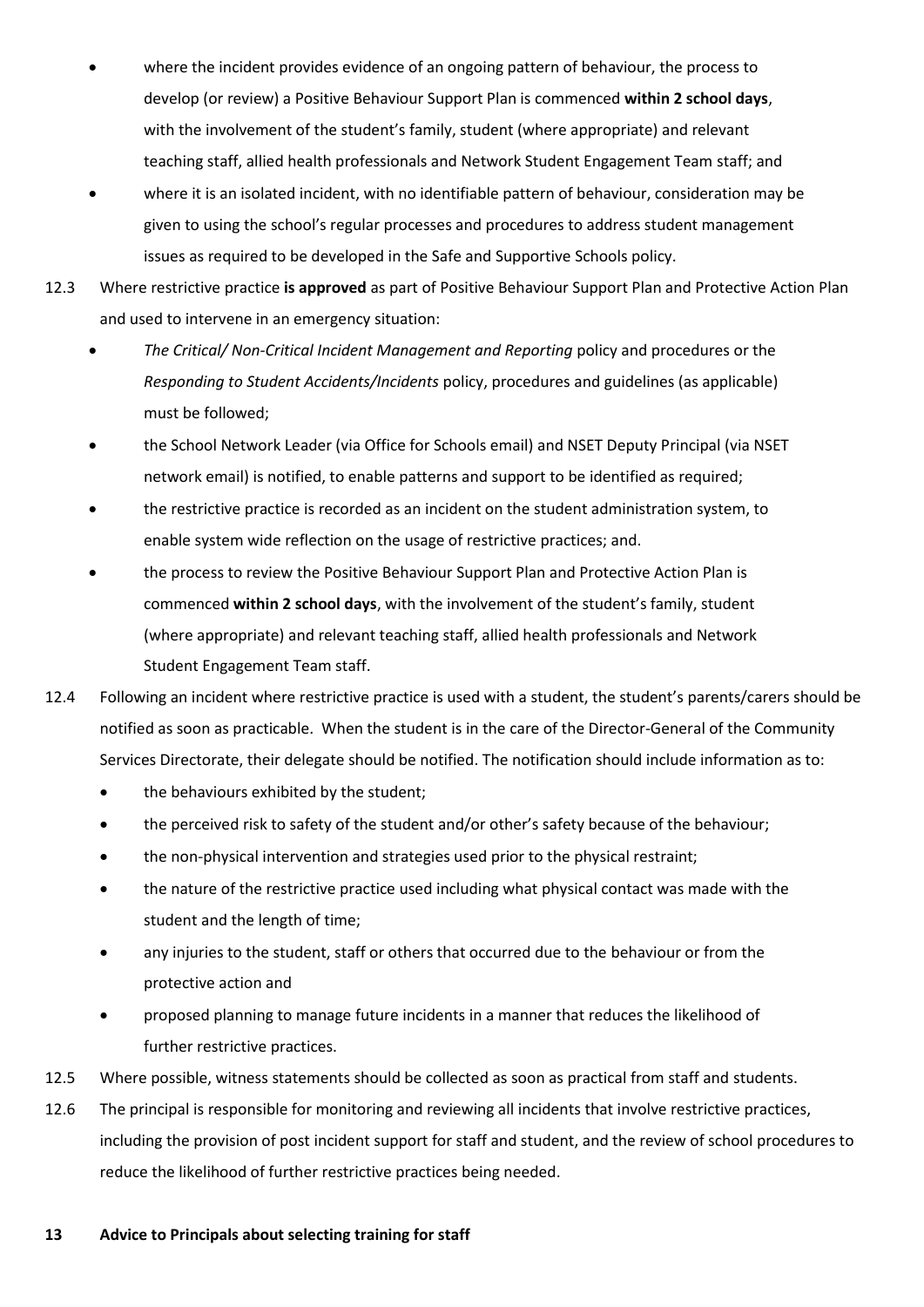- where the incident provides evidence of an ongoing pattern of behaviour, the process to develop (or review) a Positive Behaviour Support Plan is commenced **within 2 school days**, with the involvement of the student's family, student (where appropriate) and relevant teaching staff, allied health professionals and Network Student Engagement Team staff; and
- where it is an isolated incident, with no identifiable pattern of behaviour, consideration may be given to using the school's regular processes and procedures to address student management issues as required to be developed in the Safe and Supportive Schools policy.

12.3 Where restrictive practice **is approved** as part of Positive Behaviour Support Plan and Protective Action Plan and used to intervene in an emergency situation:

- *The Critical/ Non-Critical Incident Management and Reporting* policy and procedures or the *Responding to Student Accidents/Incidents* policy, procedures and guidelines (as applicable) must be followed;
- the School Network Leader (via Office for Schools email) and NSET Deputy Principal (via NSET network email) is notified, to enable patterns and support to be identified as required;
- the restrictive practice is recorded as an incident on the student administration system, to enable system wide reflection on the usage of restrictive practices; and.
- the process to review the Positive Behaviour Support Plan and Protective Action Plan is commenced **within 2 school days**, with the involvement of the student's family, student (where appropriate) and relevant teaching staff, allied health professionals and Network Student Engagement Team staff.

12.4 Following an incident where restrictive practice is used with a student, the student's parents/carers should be notified as soon as practicable. When the student is in the care of the Director-General of the Community Services Directorate, their delegate should be notified. The notification should include information as to:

- the behaviours exhibited by the student;
- the perceived risk to safety of the student and/or other's safety because of the behaviour;
- the non-physical intervention and strategies used prior to the physical restraint;
- the nature of the restrictive practice used including what physical contact was made with the student and the length of time;
- any injuries to the student, staff or others that occurred due to the behaviour or from the protective action and
- proposed planning to manage future incidents in a manner that reduces the likelihood of further restrictive practices.

12.5 Where possible, witness statements should be collected as soon as practical from staff and students.

12.6 The principal is responsible for monitoring and reviewing all incidents that involve restrictive practices, including the provision of post incident support for staff and student, and the review of school procedures to reduce the likelihood of further restrictive practices being needed.

## 13 Advice to Principals about selecting training for staff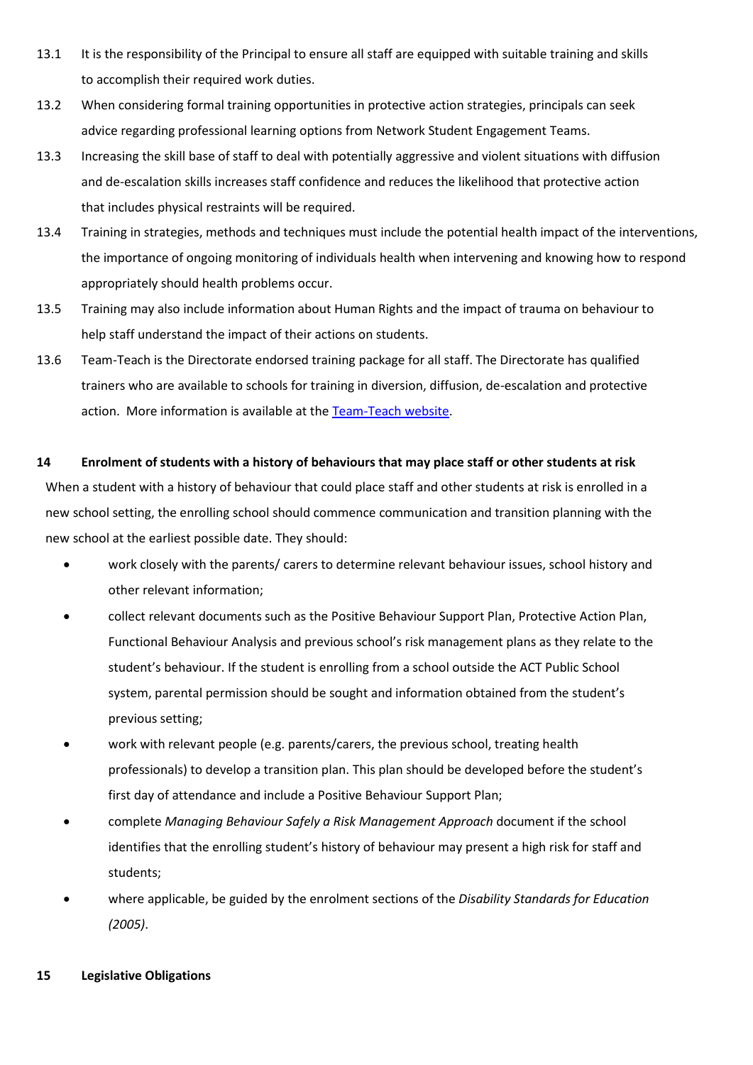13.1 It is the responsibility of the Principal to ensure all staff are equipped with suitable training and skills to accomplish their required work duties.

13.2 When considering formal training opportunities in protective action strategies, principals can seek advice regarding professional learning options from Network Student Engagement Teams.

13.3 Increasing the skill base of staff to deal with potentially aggressive and violent situations with diffusion and de-escalation skills increases staff confidence and reduces the likelihood that protective action that includes physical restraints will be required.

13.4 Training in strategies, methods and techniques must include the potential health impact of the interventions, the importance of ongoing monitoring of individuals health when intervening and knowing how to respond appropriately should health problems occur.

13.5 Training may also include information about Human Rights and the impact of trauma on behaviour to help staff understand the impact of their actions on students.

13.6 Team-Teach is the Directorate endorsed training package for all staff. The Directorate has qualified trainers who are available to schools for training in diversion, diffusion, de-escalation and protective action. More information is available at the [Team-Teach website](#).

**14 Enrolment of students with a history of behaviours that may place staff or other students at risk**

When a student with a history of behaviour that could place staff and other students at risk is enrolled in a new school setting, the enrolling school should commence communication and transition planning with the new school at the earliest possible date. They should:

- work closely with the parents/ carers to determine relevant behaviour issues, school history and other relevant information;
- collect relevant documents such as the Positive Behaviour Support Plan, Protective Action Plan, Functional Behaviour Analysis and previous school's risk management plans as they relate to the student's behaviour. If the student is enrolling from a school outside the ACT Public School system, parental permission should be sought and information obtained from the student's previous setting;
- work with relevant people (e.g. parents/carers, the previous school, treating health professionals) to develop a transition plan. This plan should be developed before the student's first day of attendance and include a Positive Behaviour Support Plan;
- complete *Managing Behaviour Safely a Risk Management Approach* document if the school identifies that the enrolling student's history of behaviour may present a high risk for staff and students;
- where applicable, be guided by the enrolment sections of the *Disability Standards for Education (2005)*.

**15 Legislative Obligations**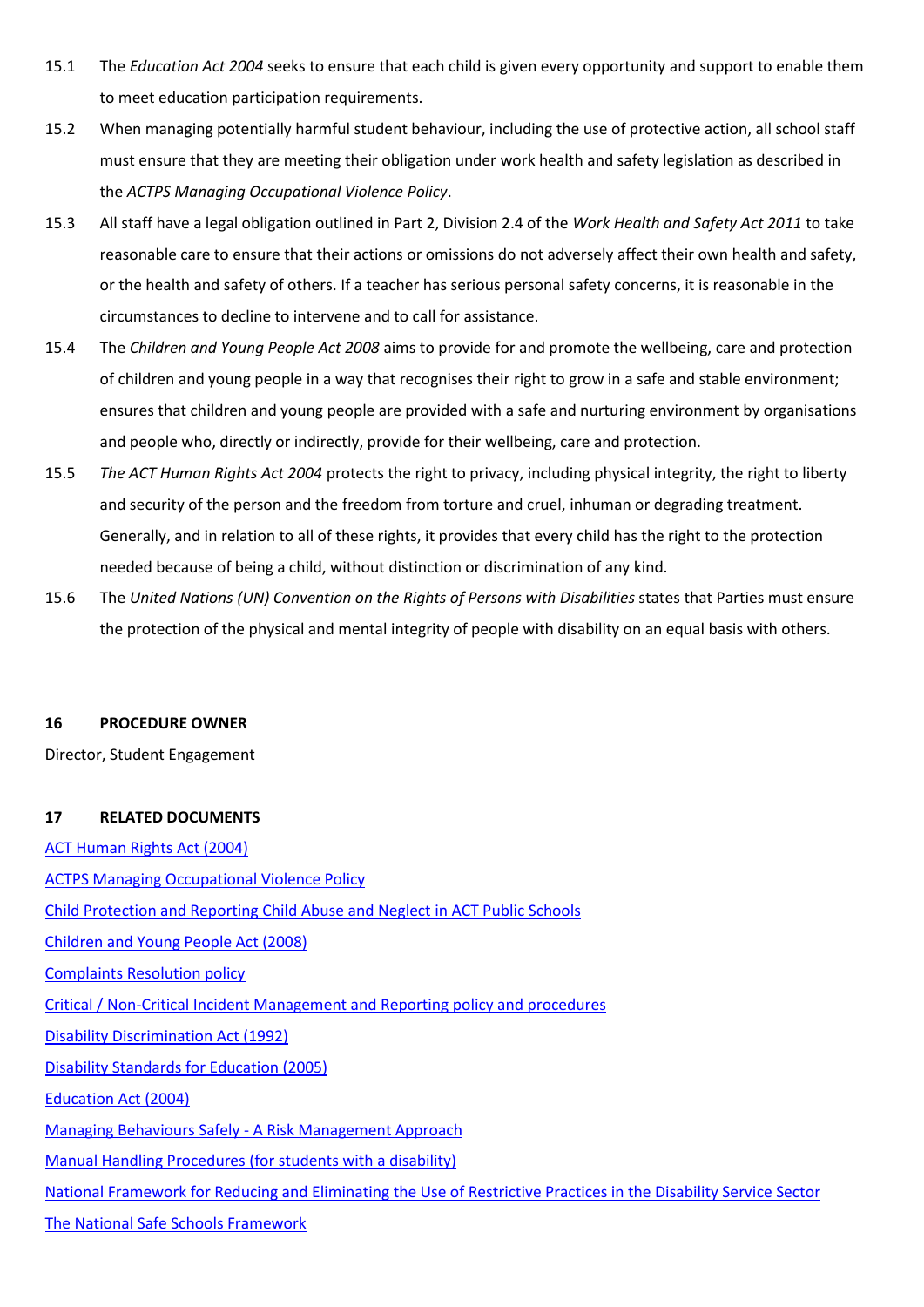15.1 The *Education Act 2004* seeks to ensure that each child is given every opportunity and support to enable them to meet education participation requirements.

15.2 When managing potentially harmful student behaviour, including the use of protective action, all school staff must ensure that they are meeting their obligation under work health and safety legislation as described in the *ACTPS Managing Occupational Violence Policy*.

15.3 All staff have a legal obligation outlined in Part 2, Division 2.4 of the *Work Health and Safety Act 2011* to take reasonable care to ensure that their actions or omissions do not adversely affect their own health and safety, or the health and safety of others. If a teacher has serious personal safety concerns, it is reasonable in the circumstances to decline to intervene and to call for assistance.

15.4 The *Children and Young People Act 2008* aims to provide for and promote the wellbeing, care and protection of children and young people in a way that recognises their right to grow in a safe and stable environment; ensures that children and young people are provided with a safe and nurturing environment by organisations and people who, directly or indirectly, provide for their wellbeing, care and protection.

15.5 *The ACT Human Rights Act 2004* protects the right to privacy, including physical integrity, the right to liberty and security of the person and the freedom from torture and cruel, inhuman or degrading treatment. Generally, and in relation to all of these rights, it provides that every child has the right to the protection needed because of being a child, without distinction or discrimination of any kind.

15.6 The *United Nations (UN) Convention on the Rights of Persons with Disabilities* states that Parties must ensure the protection of the physical and mental integrity of people with disability on an equal basis with others.

## 16 PROCEDURE OWNER

Director, Student Engagement

## 17 RELATED DOCUMENTS

ACT Human Rights Act (2004)

ACTPS Managing Occupational Violence Policy

Child Protection and Reporting Child Abuse and Neglect in ACT Public Schools

Children and Young People Act (2008)

Complaints Resolution policy

Critical / Non-Critical Incident Management and Reporting policy and procedures

Disability Discrimination Act (1992)

Disability Standards for Education (2005)

Education Act (2004)

Managing Behaviours Safely - A Risk Management Approach

Manual Handling Procedures (for students with a disability)

National Framework for Reducing and Eliminating the Use of Restrictive Practices in the Disability Service Sector

The National Safe Schools Framework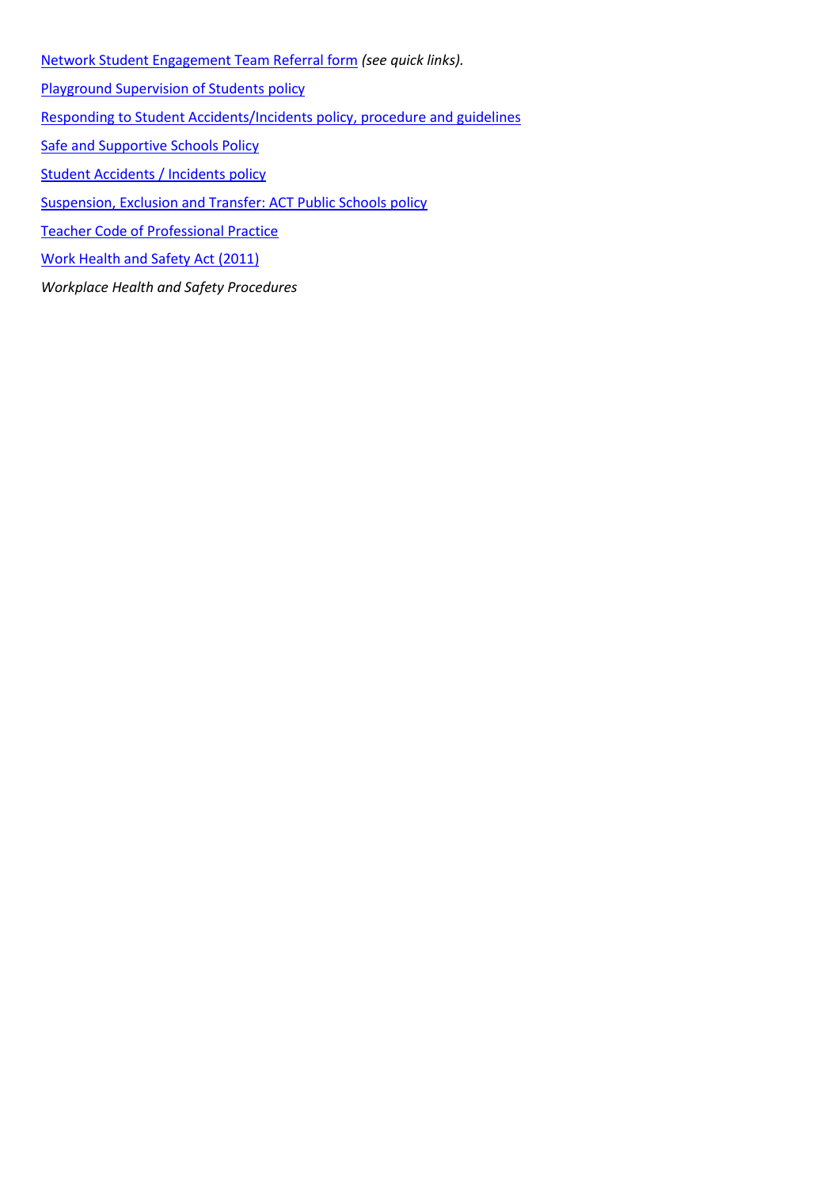Network Student Engagement Team Referral form *(see quick links).*

Playground Supervision of Students policy

Responding to Student Accidents/Incidents policy, procedure and guidelines

Safe and Supportive Schools Policy

Student Accidents / Incidents policy

Suspension, Exclusion and Transfer: ACT Public Schools policy

Teacher Code of Professional Practice

Work Health and Safety Act (2011)

*Workplace Health and Safety Procedures*